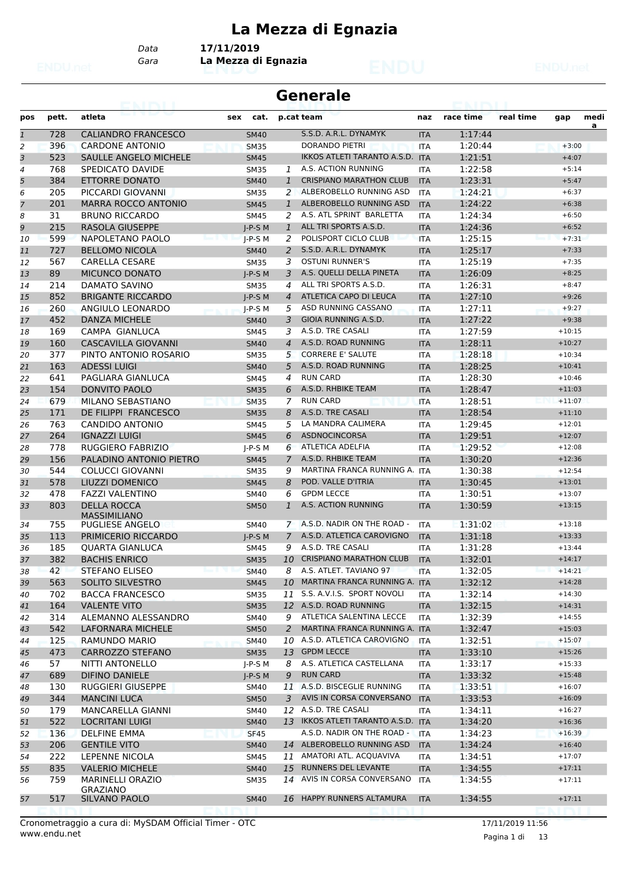# La Mezza di Egnazia

Data **17/11/2019**
Gara **La Mezza di Egnazia**

## Generale

| pos | pett. | atleta | sex | cat. | p.cat | team | naz | race time | real time | gap | media |
|---|---|---|---|---|---|---|---|---|---|---|---|
| 1 | 728 | CALIANDRO FRANCESCO | | SM40 | | S.S.D. A.R.L. DYNAMYK | ITA | 1:17:44 | | | |
| 2 | 396 | CARDONE ANTONIO | | SM35 | | DORANDO PIETRI | ITA | 1:20:44 | | +3:00 | |
| 3 | 523 | SAULLE ANGELO MICHELE | | SM45 | | IKKOS ATLETI TARANTO A.S.D. | ITA | 1:21:51 | | +4:07 | |
| 4 | 768 | SPEDICATO DAVIDE | | SM35 | 1 | A.S. ACTION RUNNING | ITA | 1:22:58 | | +5:14 | |
| 5 | 384 | ETTORRE DONATO | | SM40 | 1 | CRISPIANO MARATHON CLUB | ITA | 1:23:31 | | +5:47 | |
| 6 | 205 | PICCARDI GIOVANNI | | SM35 | 2 | ALBEROBELLO RUNNING ASD | ITA | 1:24:21 | | +6:37 | |
| 7 | 201 | MARRA ROCCO ANTONIO | | SM45 | 1 | ALBEROBELLO RUNNING ASD | ITA | 1:24:22 | | +6:38 | |
| 8 | 31 | BRUNO RICCARDO | | SM45 | 2 | A.S. ATL SPRINT BARLETTA | ITA | 1:24:34 | | +6:50 | |
| 9 | 215 | RASOLA GIUSEPPE | | J-P-S M | 1 | ALL TRI SPORTS A.S.D. | ITA | 1:24:36 | | +6:52 | |
| 10 | 599 | NAPOLETANO PAOLO | | J-P-S M | 2 | POLISPORT CICLO CLUB | ITA | 1:25:15 | | +7:31 | |
| 11 | 727 | BELLOMO NICOLA | | SM40 | 2 | S.S.D. A.R.L. DYNAMYK | ITA | 1:25:17 | | +7:33 | |
| 12 | 567 | CARELLA CESARE | | SM35 | 3 | OSTUNI RUNNER'S | ITA | 1:25:19 | | +7:35 | |
| 13 | 89 | MICUNCO DONATO | | J-P-S M | 3 | A.S. QUELLI DELLA PINETA | ITA | 1:26:09 | | +8:25 | |
| 14 | 214 | DAMATO SAVINO | | SM35 | 4 | ALL TRI SPORTS A.S.D. | ITA | 1:26:31 | | +8:47 | |
| 15 | 852 | BRIGANTE RICCARDO | | J-P-S M | 4 | ATLETICA CAPO DI LEUCA | ITA | 1:27:10 | | +9:26 | |
| 16 | 260 | ANGIULO LEONARDO | | J-P-S M | 5 | ASD RUNNING CASSANO | ITA | 1:27:11 | | +9:27 | |
| 17 | 452 | DANZA MICHELE | | SM40 | 3 | GIOIA RUNNING A.S.D. | ITA | 1:27:22 | | +9:38 | |
| 18 | 169 | CAMPA GIANLUCA | | SM45 | 3 | A.S.D. TRE CASALI | ITA | 1:27:59 | | +10:15 | |
| 19 | 160 | CASCAVILLA GIOVANNI | | SM40 | 4 | A.S.D. ROAD RUNNING | ITA | 1:28:11 | | +10:27 | |
| 20 | 377 | PINTO ANTONIO ROSARIO | | SM35 | 5 | CORRERE E' SALUTE | ITA | 1:28:18 | | +10:34 | |
| 21 | 163 | ADESSI LUIGI | | SM40 | 5 | A.S.D. ROAD RUNNING | ITA | 1:28:25 | | +10:41 | |
| 22 | 641 | PAGLIARA GIANLUCA | | SM45 | 4 | RUN CARD | ITA | 1:28:30 | | +10:46 | |
| 23 | 154 | DONVITO PAOLO | | SM35 | 6 | A.S.D. RHBIKE TEAM | ITA | 1:28:47 | | +11:03 | |
| 24 | 679 | MILANO SEBASTIANO | | SM35 | 7 | RUN CARD | ITA | 1:28:51 | | +11:07 | |
| 25 | 171 | DE FILIPPI FRANCESCO | | SM35 | 8 | A.S.D. TRE CASALI | ITA | 1:28:54 | | +11:10 | |
| 26 | 763 | CANDIDO ANTONIO | | SM45 | 5 | LA MANDRA CALIMERA | ITA | 1:29:45 | | +12:01 | |
| 27 | 264 | IGNAZZI LUIGI | | SM45 | 6 | ASDNOCINCORSA | ITA | 1:29:51 | | +12:07 | |
| 28 | 778 | RUGGIERO FABRIZIO | | J-P-S M | 6 | ATLETICA ADELFIA | ITA | 1:29:52 | | +12:08 | |
| 29 | 156 | PALADINO ANTONIO PIETRO | | SM45 | 7 | A.S.D. RHBIKE TEAM | ITA | 1:30:20 | | +12:36 | |
| 30 | 544 | COLUCCI GIOVANNI | | SM35 | 9 | MARTINA FRANCA RUNNING A. | ITA | 1:30:38 | | +12:54 | |
| 31 | 578 | LIUZZI DOMENICO | | SM45 | 8 | POD. VALLE D'ITRIA | ITA | 1:30:45 | | +13:01 | |
| 32 | 478 | FAZZI VALENTINO | | SM40 | 6 | GPDM LECCE | ITA | 1:30:51 | | +13:07 | |
| 33 | 803 | DELLA ROCCA MASSIMILIANO | | SM50 | 1 | A.S. ACTION RUNNING | ITA | 1:30:59 | | +13:15 | |
| 34 | 755 | PUGLIESE ANGELO | | SM40 | 7 | A.S.D. NADIR ON THE ROAD - | ITA | 1:31:02 | | +13:18 | |
| 35 | 113 | PRIMICERIO RICCARDO | | J-P-S M | 7 | A.S.D. ATLETICA CAROVIGNO | ITA | 1:31:18 | | +13:33 | |
| 36 | 185 | QUARTA GIANLUCA | | SM45 | 9 | A.S.D. TRE CASALI | ITA | 1:31:28 | | +13:44 | |
| 37 | 382 | BACHIS ENRICO | | SM35 | 10 | CRISPIANO MARATHON CLUB | ITA | 1:32:01 | | +14:17 | |
| 38 | 42 | STEFANO ELISEO | | SM40 | 8 | A.S. ATLET. TAVIANO 97 | ITA | 1:32:05 | | +14:21 | |
| 39 | 563 | SOLITO SILVESTRO | | SM45 | 10 | MARTINA FRANCA RUNNING A. | ITA | 1:32:12 | | +14:28 | |
| 40 | 702 | BACCA FRANCESCO | | SM35 | 11 | S.S. A.V.I.S. SPORT NOVOLI | ITA | 1:32:14 | | +14:30 | |
| 41 | 164 | VALENTE VITO | | SM35 | 12 | A.S.D. ROAD RUNNING | ITA | 1:32:15 | | +14:31 | |
| 42 | 314 | ALEMANNO ALESSANDRO | | SM40 | 9 | ATLETICA SALENTINA LECCE | ITA | 1:32:39 | | +14:55 | |
| 43 | 542 | LAFORNARA MICHELE | | SM50 | 2 | MARTINA FRANCA RUNNING A. | ITA | 1:32:47 | | +15:03 | |
| 44 | 125 | RAMUNDO MARIO | | SM40 | 10 | A.S.D. ATLETICA CAROVIGNO | ITA | 1:32:51 | | +15:07 | |
| 45 | 473 | CARROZZO STEFANO | | SM35 | 13 | GPDM LECCE | ITA | 1:33:10 | | +15:26 | |
| 46 | 57 | NITTI ANTONELLO | | J-P-S M | 8 | A.S. ATLETICA CASTELLANA | ITA | 1:33:17 | | +15:33 | |
| 47 | 689 | DIFINO DANIELE | | J-P-S M | 9 | RUN CARD | ITA | 1:33:32 | | +15:48 | |
| 48 | 130 | RUGGIERI GIUSEPPE | | SM40 | 11 | A.S.D. BISCEGLIE RUNNING | ITA | 1:33:51 | | +16:07 | |
| 49 | 344 | MANCINI LUCA | | SM50 | 3 | AVIS IN CORSA CONVERSANO | ITA | 1:33:53 | | +16:09 | |
| 50 | 179 | MANCARELLA GIANNI | | SM40 | 12 | A.S.D. TRE CASALI | ITA | 1:34:11 | | +16:27 | |
| 51 | 522 | LOCRITANI LUIGI | | SM40 | 13 | IKKOS ATLETI TARANTO A.S.D. | ITA | 1:34:20 | | +16:36 | |
| 52 | 136 | DELFINE EMMA | | SF45 | | A.S.D. NADIR ON THE ROAD - | ITA | 1:34:23 | | +16:39 | |
| 53 | 206 | GENTILE VITO | | SM40 | 14 | ALBEROBELLO RUNNING ASD | ITA | 1:34:24 | | +16:40 | |
| 54 | 222 | LEPENNE NICOLA | | SM45 | 11 | AMATORI ATL. ACQUAVIVA | ITA | 1:34:51 | | +17:07 | |
| 55 | 835 | VALERIO MICHELE | | SM40 | 15 | RUNNERS DEL LEVANTE | ITA | 1:34:55 | | +17:11 | |
| 56 | 759 | MARINELLI ORAZIO GRAZIANO | | SM35 | 14 | AVIS IN CORSA CONVERSANO | ITA | 1:34:55 | | +17:11 | |
| 57 | 517 | SILVANO PAOLO | | SM40 | 16 | HAPPY RUNNERS ALTAMURA | ITA | 1:34:55 | | +17:11 | |

Cronometraggio a cura di: MySDAM Official Timer - OTC
www.endu.net

17/11/2019 11:56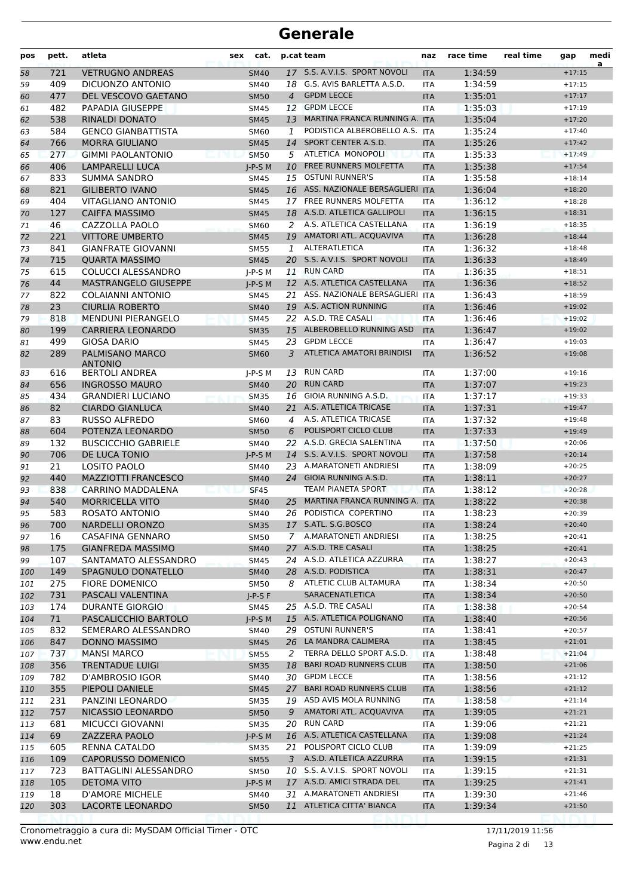# Generale

| pos | pett. | atleta | sex | cat. | p.cat | team | naz | race time | real time | gap | media |
|---|---|---|---|---|---|---|---|---|---|---|---|
| 58 | 721 | VETRUGNO ANDREAS | | SM40 | 17 | S.S. A.V.I.S. SPORT NOVOLI | ITA | 1:34:59 | | +17:15 | |
| 59 | 409 | DICUONZO ANTONIO | | SM40 | 18 | G.S. AVIS BARLETTA A.S.D. | ITA | 1:34:59 | | +17:15 | |
| 60 | 477 | DEL VESCOVO GAETANO | | SM50 | 4 | GPDM LECCE | ITA | 1:35:01 | | +17:17 | |
| 61 | 482 | PAPADIA GIUSEPPE | | SM45 | 12 | GPDM LECCE | ITA | 1:35:03 | | +17:19 | |
| 62 | 538 | RINALDI DONATO | | SM45 | 13 | MARTINA FRANCA RUNNING A. | ITA | 1:35:04 | | +17:20 | |
| 63 | 584 | GENCO GIANBATTISTA | | SM60 | 1 | PODISTICA ALBEROBELLO A.S. | ITA | 1:35:24 | | +17:40 | |
| 64 | 766 | MORRA GIULIANO | | SM45 | 14 | SPORT CENTER A.S.D. | ITA | 1:35:26 | | +17:42 | |
| 65 | 277 | GIMMI PAOLANTONIO | | SM50 | 5 | ATLETICA MONOPOLI | ITA | 1:35:33 | | +17:49 | |
| 66 | 406 | LAMPARELLI LUCA | | J-P-S M | 10 | FREE RUNNERS MOLFETTA | ITA | 1:35:38 | | +17:54 | |
| 67 | 833 | SUMMA SANDRO | | SM45 | 15 | OSTUNI RUNNER'S | ITA | 1:35:58 | | +18:14 | |
| 68 | 821 | GILIBERTO IVANO | | SM45 | 16 | ASS. NAZIONALE BERSAGLIERI | ITA | 1:36:04 | | +18:20 | |
| 69 | 404 | VITAGLIANO ANTONIO | | SM45 | 17 | FREE RUNNERS MOLFETTA | ITA | 1:36:12 | | +18:28 | |
| 70 | 127 | CAIFFA MASSIMO | | SM45 | 18 | A.S.D. ATLETICA GALLIPOLI | ITA | 1:36:15 | | +18:31 | |
| 71 | 46 | CAZZOLLA PAOLO | | SM60 | 2 | A.S. ATLETICA CASTELLANA | ITA | 1:36:19 | | +18:35 | |
| 72 | 221 | VITTORE UMBERTO | | SM45 | 19 | AMATORI ATL. ACQUAVIVA | ITA | 1:36:28 | | +18:44 | |
| 73 | 841 | GIANFRATE GIOVANNI | | SM55 | 1 | ALTERATLETICA | ITA | 1:36:32 | | +18:48 | |
| 74 | 715 | QUARTA MASSIMO | | SM45 | 20 | S.S. A.V.I.S. SPORT NOVOLI | ITA | 1:36:33 | | +18:49 | |
| 75 | 615 | COLUCCI ALESSANDRO | | J-P-S M | 11 | RUN CARD | ITA | 1:36:35 | | +18:51 | |
| 76 | 44 | MASTRANGELO GIUSEPPE | | J-P-S M | 12 | A.S. ATLETICA CASTELLANA | ITA | 1:36:36 | | +18:52 | |
| 77 | 822 | COLAIANNI ANTONIO | | SM45 | 21 | ASS. NAZIONALE BERSAGLIERI | ITA | 1:36:43 | | +18:59 | |
| 78 | 23 | CIURLIA ROBERTO | | SM40 | 19 | A.S. ACTION RUNNING | ITA | 1:36:46 | | +19:02 | |
| 79 | 818 | MENDUNI PIERANGELO | | SM45 | 22 | A.S.D. TRE CASALI | ITA | 1:36:46 | | +19:02 | |
| 80 | 199 | CARRIERA LEONARDO | | SM35 | 15 | ALBEROBELLO RUNNING ASD | ITA | 1:36:47 | | +19:02 | |
| 81 | 499 | GIOSA DARIO | | SM45 | 23 | GPDM LECCE | ITA | 1:36:47 | | +19:03 | |
| 82 | 289 | PALMISANO MARCO ANTONIO | | SM60 | 3 | ATLETICA AMATORI BRINDISI | ITA | 1:36:52 | | +19:08 | |
| 83 | 616 | BERTOLI ANDREA | | J-P-S M | 13 | RUN CARD | ITA | 1:37:00 | | +19:16 | |
| 84 | 656 | INGROSSO MAURO | | SM40 | 20 | RUN CARD | ITA | 1:37:07 | | +19:23 | |
| 85 | 434 | GRANDIERI LUCIANO | | SM35 | 16 | GIOIA RUNNING A.S.D. | ITA | 1:37:17 | | +19:33 | |
| 86 | 82 | CIARDO GIANLUCA | | SM40 | 21 | A.S. ATLETICA TRICASE | ITA | 1:37:31 | | +19:47 | |
| 87 | 83 | RUSSO ALFREDO | | SM60 | 4 | A.S. ATLETICA TRICASE | ITA | 1:37:32 | | +19:48 | |
| 88 | 604 | POTENZA LEONARDO | | SM50 | 6 | POLISPORT CICLO CLUB | ITA | 1:37:33 | | +19:49 | |
| 89 | 132 | BUSCICCHIO GABRIELE | | SM40 | 22 | A.S.D. GRECIA SALENTINA | ITA | 1:37:50 | | +20:06 | |
| 90 | 706 | DE LUCA TONIO | | J-P-S M | 14 | S.S. A.V.I.S. SPORT NOVOLI | ITA | 1:37:58 | | +20:14 | |
| 91 | 21 | LOSITO PAOLO | | SM40 | 23 | A.MARATONETI ANDRIESI | ITA | 1:38:09 | | +20:25 | |
| 92 | 440 | MAZZIOTTI FRANCESCO | | SM40 | 24 | GIOIA RUNNING A.S.D. | ITA | 1:38:11 | | +20:27 | |
| 93 | 838 | CARRINO MADDALENA | | SF45 | | TEAM PIANETA SPORT | ITA | 1:38:12 | | +20:28 | |
| 94 | 540 | MORRICELLA VITO | | SM40 | 25 | MARTINA FRANCA RUNNING A. | ITA | 1:38:22 | | +20:38 | |
| 95 | 583 | ROSATO ANTONIO | | SM40 | 26 | PODISTICA COPERTINO | ITA | 1:38:23 | | +20:39 | |
| 96 | 700 | NARDELLI ORONZO | | SM35 | 17 | S.ATL. S.G.BOSCO | ITA | 1:38:24 | | +20:40 | |
| 97 | 16 | CASAFINA GENNARO | | SM50 | 7 | A.MARATONETI ANDRIESI | ITA | 1:38:25 | | +20:41 | |
| 98 | 175 | GIANFREDA MASSIMO | | SM40 | 27 | A.S.D. TRE CASALI | ITA | 1:38:25 | | +20:41 | |
| 99 | 107 | SANTAMATO ALESSANDRO | | SM45 | 24 | A.S.D. ATLETICA AZZURRA | ITA | 1:38:27 | | +20:43 | |
| 100 | 149 | SPAGNULO DONATELLO | | SM40 | 28 | A.S.D. PODISTICA | ITA | 1:38:31 | | +20:47 | |
| 101 | 275 | FIORE DOMENICO | | SM50 | 8 | ATLETIC CLUB ALTAMURA | ITA | 1:38:34 | | +20:50 | |
| 102 | 731 | PASCALI VALENTINA | | J-P-S F | | SARACENATLETICA | ITA | 1:38:34 | | +20:50 | |
| 103 | 174 | DURANTE GIORGIO | | SM45 | 25 | A.S.D. TRE CASALI | ITA | 1:38:38 | | +20:54 | |
| 104 | 71 | PASCALICCHIO BARTOLO | | J-P-S M | 15 | A.S. ATLETICA POLIGNANO | ITA | 1:38:40 | | +20:56 | |
| 105 | 832 | SEMERARO ALESSANDRO | | SM40 | 29 | OSTUNI RUNNER'S | ITA | 1:38:41 | | +20:57 | |
| 106 | 847 | DONNO MASSIMO | | SM45 | 26 | LA MANDRA CALIMERA | ITA | 1:38:45 | | +21:01 | |
| 107 | 737 | MANSI MARCO | | SM55 | 2 | TERRA DELLO SPORT A.S.D. | ITA | 1:38:48 | | +21:04 | |
| 108 | 356 | TRENTADUE LUIGI | | SM35 | 18 | BARI ROAD RUNNERS CLUB | ITA | 1:38:50 | | +21:06 | |
| 109 | 782 | D'AMBROSIO IGOR | | SM40 | 30 | GPDM LECCE | ITA | 1:38:56 | | +21:12 | |
| 110 | 355 | PIEPOLI DANIELE | | SM45 | 27 | BARI ROAD RUNNERS CLUB | ITA | 1:38:56 | | +21:12 | |
| 111 | 231 | PANZINI LEONARDO | | SM35 | 19 | ASD AVIS MOLA RUNNING | ITA | 1:38:58 | | +21:14 | |
| 112 | 757 | NICASSIO LEONARDO | | SM50 | 9 | AMATORI ATL. ACQUAVIVA | ITA | 1:39:05 | | +21:21 | |
| 113 | 681 | MICUCCI GIOVANNI | | SM35 | 20 | RUN CARD | ITA | 1:39:06 | | +21:21 | |
| 114 | 69 | ZAZZERA PAOLO | | J-P-S M | 16 | A.S. ATLETICA CASTELLANA | ITA | 1:39:08 | | +21:24 | |
| 115 | 605 | RENNA CATALDO | | SM35 | 21 | POLISPORT CICLO CLUB | ITA | 1:39:09 | | +21:25 | |
| 116 | 109 | COZZOLUPO DOMENICO | | SM55 | 3 | A.S.D. ATLETICA AZZURRA | ITA | 1:39:15 | | +21:31 | |
| 117 | 723 | BATTAGLINI ALESSANDRO | | SM50 | 10 | S.S. A.V.I.S. SPORT NOVOLI | ITA | 1:39:15 | | +21:31 | |
| 118 | 105 | DETOMA VITO | | J-P-S M | 17 | A.S.D. AMICI STRADA DEL | ITA | 1:39:25 | | +21:41 | |
| 119 | 18 | D'AMORE MICHELE | | SM40 | 31 | A.MARATONETI ANDRIESI | ITA | 1:39:30 | | +21:46 | |
| 120 | 303 | LACORTE LEONARDO | | SM50 | 11 | ATLETICA CITTA' BIANCA | ITA | 1:39:34 | | +21:50 | |

Cronometraggio a cura di: MySDAM Official Timer - OTC
www.endu.net

17/11/2019 11:56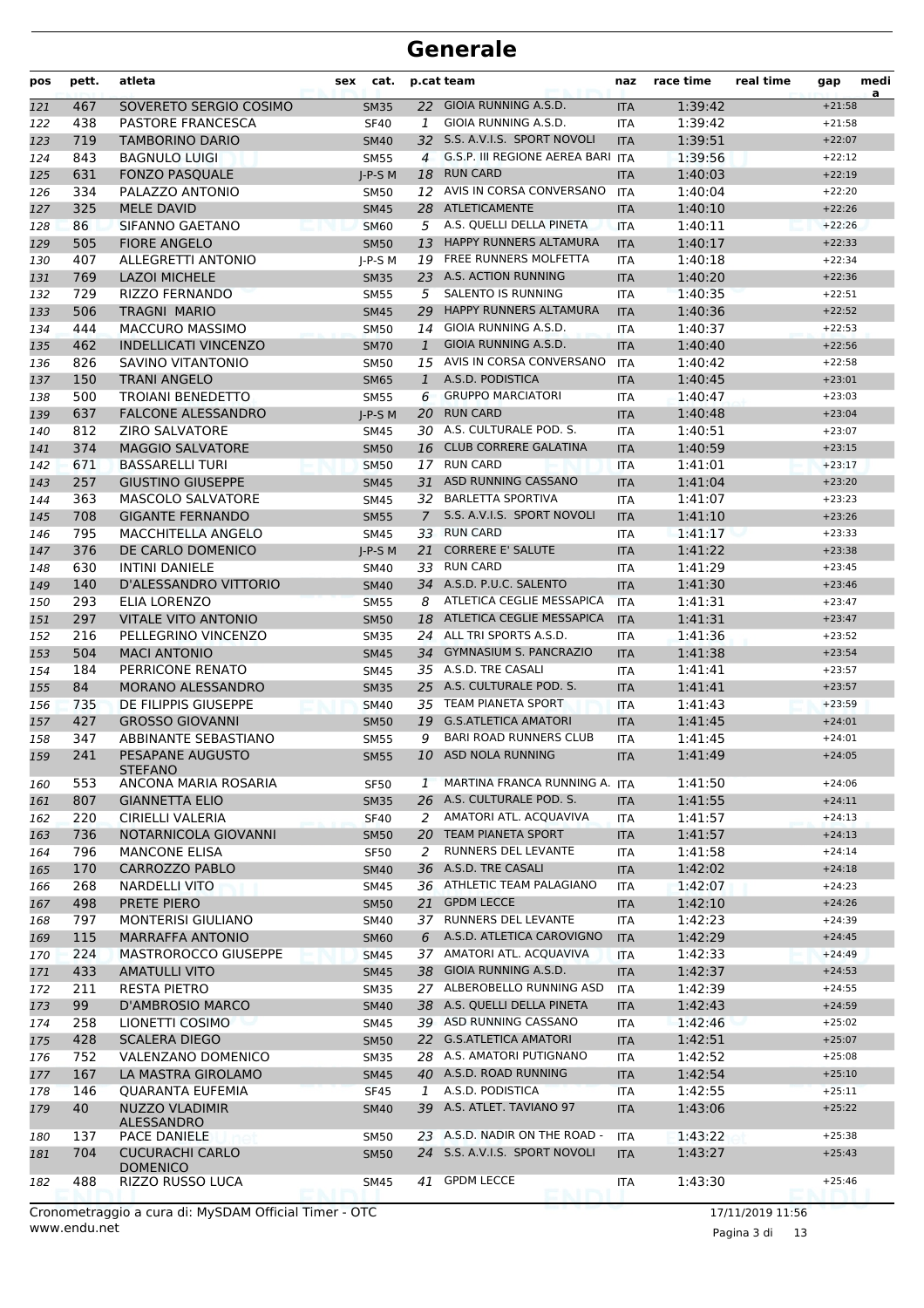# Generale

| pos | pett. | atleta | sex | cat. | p.cat | team | naz | race time | real time | gap | media |
|---|---|---|---|---|---|---|---|---|---|---|---|
| 121 | 467 | SOVERETO SERGIO COSIMO | | SM35 | 22 | GIOIA RUNNING A.S.D. | ITA | 1:39:42 | | +21:58 | |
| 122 | 438 | PASTORE FRANCESCA | | SF40 | 1 | GIOIA RUNNING A.S.D. | ITA | 1:39:42 | | +21:58 | |
| 123 | 719 | TAMBORINO DARIO | | SM40 | 32 | S.S. A.V.I.S. SPORT NOVOLI | ITA | 1:39:51 | | +22:07 | |
| 124 | 843 | BAGNULO LUIGI | | SM55 | 4 | G.S.P. III REGIONE AEREA BARI | ITA | 1:39:56 | | +22:12 | |
| 125 | 631 | FONZO PASQUALE | | J-P-S M | 18 | RUN CARD | ITA | 1:40:03 | | +22:19 | |
| 126 | 334 | PALAZZO ANTONIO | | SM50 | 12 | AVIS IN CORSA CONVERSANO | ITA | 1:40:04 | | +22:20 | |
| 127 | 325 | MELE DAVID | | SM45 | 28 | ATLETICAMENTE | ITA | 1:40:10 | | +22:26 | |
| 128 | 86 | SIFANNO GAETANO | | SM60 | 5 | A.S. QUELLI DELLA PINETA | ITA | 1:40:11 | | +22:26 | |
| 129 | 505 | FIORE ANGELO | | SM50 | 13 | HAPPY RUNNERS ALTAMURA | ITA | 1:40:17 | | +22:33 | |
| 130 | 407 | ALLEGRETTI ANTONIO | | J-P-S M | 19 | FREE RUNNERS MOLFETTA | ITA | 1:40:18 | | +22:34 | |
| 131 | 769 | LAZOI MICHELE | | SM35 | 23 | A.S. ACTION RUNNING | ITA | 1:40:20 | | +22:36 | |
| 132 | 729 | RIZZO FERNANDO | | SM55 | 5 | SALENTO IS RUNNING | ITA | 1:40:35 | | +22:51 | |
| 133 | 506 | TRAGNI MARIO | | SM45 | 29 | HAPPY RUNNERS ALTAMURA | ITA | 1:40:36 | | +22:52 | |
| 134 | 444 | MACCURO MASSIMO | | SM50 | 14 | GIOIA RUNNING A.S.D. | ITA | 1:40:37 | | +22:53 | |
| 135 | 462 | INDELLICATI VINCENZO | | SM70 | 1 | GIOIA RUNNING A.S.D. | ITA | 1:40:40 | | +22:56 | |
| 136 | 826 | SAVINO VITANTONIO | | SM50 | 15 | AVIS IN CORSA CONVERSANO | ITA | 1:40:42 | | +22:58 | |
| 137 | 150 | TRANI ANGELO | | SM65 | 1 | A.S.D. PODISTICA | ITA | 1:40:45 | | +23:01 | |
| 138 | 500 | TROIANI BENEDETTO | | SM55 | 6 | GRUPPO MARCIATORI | ITA | 1:40:47 | | +23:03 | |
| 139 | 637 | FALCONE ALESSANDRO | | J-P-S M | 20 | RUN CARD | ITA | 1:40:48 | | +23:04 | |
| 140 | 812 | ZIRO SALVATORE | | SM45 | 30 | A.S. CULTURALE POD. S. | ITA | 1:40:51 | | +23:07 | |
| 141 | 374 | MAGGIO SALVATORE | | SM50 | 16 | CLUB CORRERE GALATINA | ITA | 1:40:59 | | +23:15 | |
| 142 | 671 | BASSARELLI TURI | | SM50 | 17 | RUN CARD | ITA | 1:41:01 | | +23:17 | |
| 143 | 257 | GIUSTINO GIUSEPPE | | SM45 | 31 | ASD RUNNING CASSANO | ITA | 1:41:04 | | +23:20 | |
| 144 | 363 | MASCOLO SALVATORE | | SM45 | 32 | BARLETTA SPORTIVA | ITA | 1:41:07 | | +23:23 | |
| 145 | 708 | GIGANTE FERNANDO | | SM55 | 7 | S.S. A.V.I.S. SPORT NOVOLI | ITA | 1:41:10 | | +23:26 | |
| 146 | 795 | MACCHITELLA ANGELO | | SM45 | 33 | RUN CARD | ITA | 1:41:17 | | +23:33 | |
| 147 | 376 | DE CARLO DOMENICO | | J-P-S M | 21 | CORRERE E' SALUTE | ITA | 1:41:22 | | +23:38 | |
| 148 | 630 | INTINI DANIELE | | SM40 | 33 | RUN CARD | ITA | 1:41:29 | | +23:45 | |
| 149 | 140 | D'ALESSANDRO VITTORIO | | SM40 | 34 | A.S.D. P.U.C. SALENTO | ITA | 1:41:30 | | +23:46 | |
| 150 | 293 | ELIA LORENZO | | SM55 | 8 | ATLETICA CEGLIE MESSAPICA | ITA | 1:41:31 | | +23:47 | |
| 151 | 297 | VITALE VITO ANTONIO | | SM50 | 18 | ATLETICA CEGLIE MESSAPICA | ITA | 1:41:31 | | +23:47 | |
| 152 | 216 | PELLEGRINO VINCENZO | | SM35 | 24 | ALL TRI SPORTS A.S.D. | ITA | 1:41:36 | | +23:52 | |
| 153 | 504 | MACI ANTONIO | | SM45 | 34 | GYMNASIUM S. PANCRAZIO | ITA | 1:41:38 | | +23:54 | |
| 154 | 184 | PERRICONE RENATO | | SM45 | 35 | A.S.D. TRE CASALI | ITA | 1:41:41 | | +23:57 | |
| 155 | 84 | MORANO ALESSANDRO | | SM35 | 25 | A.S. CULTURALE POD. S. | ITA | 1:41:41 | | +23:57 | |
| 156 | 735 | DE FILIPPIS GIUSEPPE | | SM40 | 35 | TEAM PIANETA SPORT | ITA | 1:41:43 | | +23:59 | |
| 157 | 427 | GROSSO GIOVANNI | | SM50 | 19 | G.S.ATLETICA AMATORI | ITA | 1:41:45 | | +24:01 | |
| 158 | 347 | ABBINANTE SEBASTIANO | | SM55 | 9 | BARI ROAD RUNNERS CLUB | ITA | 1:41:45 | | +24:01 | |
| 159 | 241 | PESAPANE AUGUSTO STEFANO | | SM55 | 10 | ASD NOLA RUNNING | ITA | 1:41:49 | | +24:05 | |
| 160 | 553 | ANCONA MARIA ROSARIA | | SF50 | 1 | MARTINA FRANCA RUNNING A. | ITA | 1:41:50 | | +24:06 | |
| 161 | 807 | GIANNETTA ELIO | | SM35 | 26 | A.S. CULTURALE POD. S. | ITA | 1:41:55 | | +24:11 | |
| 162 | 220 | CIRIELLI VALERIA | | SF40 | 2 | AMATORI ATL. ACQUAVIVA | ITA | 1:41:57 | | +24:13 | |
| 163 | 736 | NOTARNICOLA GIOVANNI | | SM50 | 20 | TEAM PIANETA SPORT | ITA | 1:41:57 | | +24:13 | |
| 164 | 796 | MANCONE ELISA | | SF50 | 2 | RUNNERS DEL LEVANTE | ITA | 1:41:58 | | +24:14 | |
| 165 | 170 | CARROZZO PABLO | | SM40 | 36 | A.S.D. TRE CASALI | ITA | 1:42:02 | | +24:18 | |
| 166 | 268 | NARDELLI VITO | | SM45 | 36 | ATHLETIC TEAM PALAGIANO | ITA | 1:42:07 | | +24:23 | |
| 167 | 498 | PRETE PIERO | | SM50 | 21 | GPDM LECCE | ITA | 1:42:10 | | +24:26 | |
| 168 | 797 | MONTERISI GIULIANO | | SM40 | 37 | RUNNERS DEL LEVANTE | ITA | 1:42:23 | | +24:39 | |
| 169 | 115 | MARRAFFA ANTONIO | | SM60 | 6 | A.S.D. ATLETICA CAROVIGNO | ITA | 1:42:29 | | +24:45 | |
| 170 | 224 | MASTROROCCO GIUSEPPE | | SM45 | 37 | AMATORI ATL. ACQUAVIVA | ITA | 1:42:33 | | +24:49 | |
| 171 | 433 | AMATULLI VITO | | SM45 | 38 | GIOIA RUNNING A.S.D. | ITA | 1:42:37 | | +24:53 | |
| 172 | 211 | RESTA PIETRO | | SM35 | 27 | ALBEROBELLO RUNNING ASD | ITA | 1:42:39 | | +24:55 | |
| 173 | 99 | D'AMBROSIO MARCO | | SM40 | 38 | A.S. QUELLI DELLA PINETA | ITA | 1:42:43 | | +24:59 | |
| 174 | 258 | LIONETTI COSIMO | | SM45 | 39 | ASD RUNNING CASSANO | ITA | 1:42:46 | | +25:02 | |
| 175 | 428 | SCALERA DIEGO | | SM50 | 22 | G.S.ATLETICA AMATORI | ITA | 1:42:51 | | +25:07 | |
| 176 | 752 | VALENZANO DOMENICO | | SM35 | 28 | A.S. AMATORI PUTIGNANO | ITA | 1:42:52 | | +25:08 | |
| 177 | 167 | LA MASTRA GIROLAMO | | SM45 | 40 | A.S.D. ROAD RUNNING | ITA | 1:42:54 | | +25:10 | |
| 178 | 146 | QUARANTA EUFEMIA | | SF45 | 1 | A.S.D. PODISTICA | ITA | 1:42:55 | | +25:11 | |
| 179 | 40 | NUZZO VLADIMIR ALESSANDRO | | SM40 | 39 | A.S. ATLET. TAVIANO 97 | ITA | 1:43:06 | | +25:22 | |
| 180 | 137 | PACE DANIELE | | SM50 | 23 | A.S.D. NADIR ON THE ROAD - | ITA | 1:43:22 | | +25:38 | |
| 181 | 704 | CUCURACHI CARLO DOMENICO | | SM50 | 24 | S.S. A.V.I.S. SPORT NOVOLI | ITA | 1:43:27 | | +25:43 | |
| 182 | 488 | RIZZO RUSSO LUCA | | SM45 | 41 | GPDM LECCE | ITA | 1:43:30 | | +25:46 | |

Cronometraggio a cura di: MySDAM Official Timer - OTC
www.endu.net

17/11/2019 11:56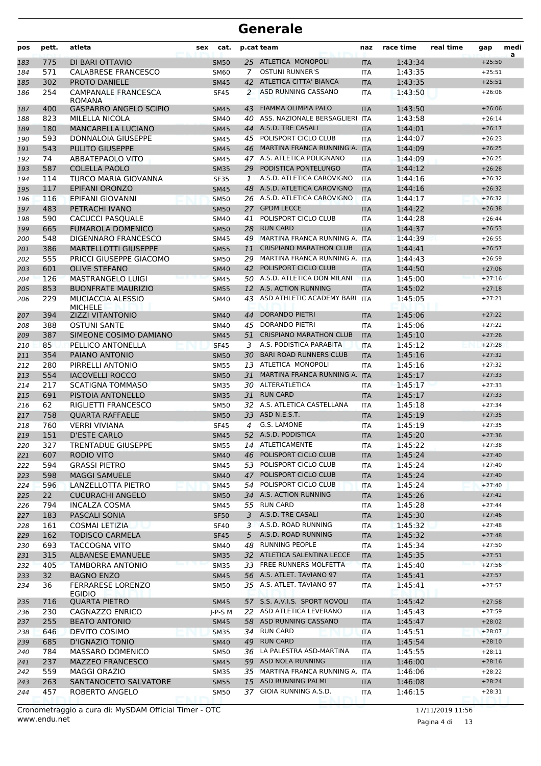# Generale

| pos | pett. | atleta | sex | cat. | p.cat | team | naz | race time | real time | gap | media |
|---|---|---|---|---|---|---|---|---|---|---|---|
| 183 | 775 | DI BARI OTTAVIO | | SM50 | 25 | ATLETICA MONOPOLI | ITA | 1:43:34 | | +25:50 | |
| 184 | 571 | CALABRESE FRANCESCO | | SM60 | 7 | OSTUNI RUNNER'S | ITA | 1:43:35 | | +25:51 | |
| 185 | 302 | PROTO DANIELE | | SM45 | 42 | ATLETICA CITTA' BIANCA | ITA | 1:43:35 | | +25:51 | |
| 186 | 254 | CAMPANALE FRANCESCA ROMANA | | SF45 | 2 | ASD RUNNING CASSANO | ITA | 1:43:50 | | +26:06 | |
| 187 | 400 | GASPARRO ANGELO SCIPIO | | SM45 | 43 | FIAMMA OLIMPIA PALO | ITA | 1:43:50 | | +26:06 | |
| 188 | 823 | MILELLA NICOLA | | SM40 | 40 | ASS. NAZIONALE BERSAGLIERI | ITA | 1:43:58 | | +26:14 | |
| 189 | 180 | MANCARELLA LUCIANO | | SM45 | 44 | A.S.D. TRE CASALI | ITA | 1:44:01 | | +26:17 | |
| 190 | 593 | DONNALOIA GIUSEPPE | | SM45 | 45 | POLISPORT CICLO CLUB | ITA | 1:44:07 | | +26:23 | |
| 191 | 543 | PULITO GIUSEPPE | | SM45 | 46 | MARTINA FRANCA RUNNING A. | ITA | 1:44:09 | | +26:25 | |
| 192 | 74 | ABBATEPAOLO VITO | | SM45 | 47 | A.S. ATLETICA POLIGNANO | ITA | 1:44:09 | | +26:25 | |
| 193 | 587 | COLELLA PAOLO | | SM35 | 29 | PODISTICA PONTELUNGO | ITA | 1:44:12 | | +26:28 | |
| 194 | 114 | TURCO MARIA GIOVANNA | | SF35 | 1 | A.S.D. ATLETICA CAROVIGNO | ITA | 1:44:16 | | +26:32 | |
| 195 | 117 | EPIFANI ORONZO | | SM45 | 48 | A.S.D. ATLETICA CAROVIGNO | ITA | 1:44:16 | | +26:32 | |
| 196 | 116 | EPIFANI GIOVANNI | | SM50 | 26 | A.S.D. ATLETICA CAROVIGNO | ITA | 1:44:17 | | +26:32 | |
| 197 | 483 | PETRACHI IVANO | | SM50 | 27 | GPDM LECCE | ITA | 1:44:22 | | +26:38 | |
| 198 | 590 | CACUCCI PASQUALE | | SM40 | 41 | POLISPORT CICLO CLUB | ITA | 1:44:28 | | +26:44 | |
| 199 | 665 | FUMAROLA DOMENICO | | SM50 | 28 | RUN CARD | ITA | 1:44:37 | | +26:53 | |
| 200 | 548 | DIGENNARO FRANCESCO | | SM45 | 49 | MARTINA FRANCA RUNNING A. | ITA | 1:44:39 | | +26:55 | |
| 201 | 386 | MARTELLOTTI GIUSEPPE | | SM55 | 11 | CRISPIANO MARATHON CLUB | ITA | 1:44:41 | | +26:57 | |
| 202 | 555 | PRICCI GIUSEPPE GIACOMO | | SM50 | 29 | MARTINA FRANCA RUNNING A. | ITA | 1:44:43 | | +26:59 | |
| 203 | 601 | OLIVE STEFANO | | SM40 | 42 | POLISPORT CICLO CLUB | ITA | 1:44:50 | | +27:06 | |
| 204 | 126 | MASTRANGELO LUIGI | | SM45 | 50 | A.S.D. ATLETICA DON MILANI | ITA | 1:45:00 | | +27:16 | |
| 205 | 853 | BUONFRATE MAURIZIO | | SM55 | 12 | A.S. ACTION RUNNING | ITA | 1:45:02 | | +27:18 | |
| 206 | 229 | MUCIACCIA ALESSIO MICHELE | | SM40 | 43 | ASD ATHLETIC ACADEMY BARI | ITA | 1:45:05 | | +27:21 | |
| 207 | 394 | ZIZZI VITANTONIO | | SM40 | 44 | DORANDO PIETRI | ITA | 1:45:06 | | +27:22 | |
| 208 | 388 | OSTUNI SANTE | | SM40 | 45 | DORANDO PIETRI | ITA | 1:45:06 | | +27:22 | |
| 209 | 387 | SIMEONE COSIMO DAMIANO | | SM45 | 51 | CRISPIANO MARATHON CLUB | ITA | 1:45:10 | | +27:26 | |
| 210 | 85 | PELLICO ANTONELLA | | SF45 | 3 | A.S. PODISTICA PARABITA | ITA | 1:45:12 | | +27:28 | |
| 211 | 354 | PAIANO ANTONIO | | SM50 | 30 | BARI ROAD RUNNERS CLUB | ITA | 1:45:16 | | +27:32 | |
| 212 | 280 | PIRRELLI ANTONIO | | SM55 | 13 | ATLETICA MONOPOLI | ITA | 1:45:16 | | +27:32 | |
| 213 | 554 | IACOVELLI ROCCO | | SM50 | 31 | MARTINA FRANCA RUNNING A. | ITA | 1:45:17 | | +27:33 | |
| 214 | 217 | SCATIGNA TOMMASO | | SM35 | 30 | ALTERATLETICA | ITA | 1:45:17 | | +27:33 | |
| 215 | 691 | PISTOIA ANTONELLO | | SM35 | 31 | RUN CARD | ITA | 1:45:17 | | +27:33 | |
| 216 | 62 | RIGLIETTI FRANCESCO | | SM50 | 32 | A.S. ATLETICA CASTELLANA | ITA | 1:45:18 | | +27:34 | |
| 217 | 758 | QUARTA RAFFAELE | | SM50 | 33 | ASD N.E.S.T. | ITA | 1:45:19 | | +27:35 | |
| 218 | 760 | VERRI VIVIANA | | SF45 | 4 | G.S. LAMONE | ITA | 1:45:19 | | +27:35 | |
| 219 | 151 | D'ESTE CARLO | | SM45 | 52 | A.S.D. PODISTICA | ITA | 1:45:20 | | +27:36 | |
| 220 | 327 | TRENTADUE GIUSEPPE | | SM55 | 14 | ATLETICAMENTE | ITA | 1:45:22 | | +27:38 | |
| 221 | 607 | RODIO VITO | | SM40 | 46 | POLISPORT CICLO CLUB | ITA | 1:45:24 | | +27:40 | |
| 222 | 594 | GRASSI PIETRO | | SM45 | 53 | POLISPORT CICLO CLUB | ITA | 1:45:24 | | +27:40 | |
| 223 | 598 | MAGGI SAMUELE | | SM40 | 47 | POLISPORT CICLO CLUB | ITA | 1:45:24 | | +27:40 | |
| 224 | 596 | LANZELLOTTA PIETRO | | SM45 | 54 | POLISPORT CICLO CLUB | ITA | 1:45:24 | | +27:40 | |
| 225 | 22 | CUCURACHI ANGELO | | SM50 | 34 | A.S. ACTION RUNNING | ITA | 1:45:26 | | +27:42 | |
| 226 | 794 | INCALZA COSMA | | SM45 | 55 | RUN CARD | ITA | 1:45:28 | | +27:44 | |
| 227 | 183 | PASCALI SONIA | | SF50 | 3 | A.S.D. TRE CASALI | ITA | 1:45:30 | | +27:46 | |
| 228 | 161 | COSMAI LETIZIA | | SF40 | 3 | A.S.D. ROAD RUNNING | ITA | 1:45:32 | | +27:48 | |
| 229 | 162 | TODISCO CARMELA | | SF45 | 5 | A.S.D. ROAD RUNNING | ITA | 1:45:32 | | +27:48 | |
| 230 | 693 | TACCOGNA VITO | | SM40 | 48 | RUNNING PEOPLE | ITA | 1:45:34 | | +27:50 | |
| 231 | 315 | ALBANESE EMANUELE | | SM35 | 32 | ATLETICA SALENTINA LECCE | ITA | 1:45:35 | | +27:51 | |
| 232 | 405 | TAMBORRA ANTONIO | | SM35 | 33 | FREE RUNNERS MOLFETTA | ITA | 1:45:40 | | +27:56 | |
| 233 | 32 | BAGNO ENZO | | SM45 | 56 | A.S. ATLET. TAVIANO 97 | ITA | 1:45:41 | | +27:57 | |
| 234 | 36 | FERRARESE LORENZO EGIDIO | | SM50 | 35 | A.S. ATLET. TAVIANO 97 | ITA | 1:45:41 | | +27:57 | |
| 235 | 716 | QUARTA PIETRO | | SM45 | 57 | S.S. A.V.I.S. SPORT NOVOLI | ITA | 1:45:42 | | +27:58 | |
| 236 | 230 | CAGNAZZO ENRICO | | J-P-S M | 22 | ASD ATLETICA LEVERANO | ITA | 1:45:43 | | +27:59 | |
| 237 | 255 | BEATO ANTONIO | | SM45 | 58 | ASD RUNNING CASSANO | ITA | 1:45:47 | | +28:02 | |
| 238 | 646 | DEVITO COSIMO | | SM35 | 34 | RUN CARD | ITA | 1:45:51 | | +28:07 | |
| 239 | 685 | D'IGNAZIO TONIO | | SM40 | 49 | RUN CARD | ITA | 1:45:54 | | +28:10 | |
| 240 | 784 | MASSARO DOMENICO | | SM50 | 36 | LA PALESTRA ASD-MARTINA | ITA | 1:45:55 | | +28:11 | |
| 241 | 237 | MAZZEO FRANCESCO | | SM45 | 59 | ASD NOLA RUNNING | ITA | 1:46:00 | | +28:16 | |
| 242 | 559 | MAGGI ORAZIO | | SM35 | 35 | MARTINA FRANCA RUNNING A. | ITA | 1:46:06 | | +28:22 | |
| 243 | 263 | SANTANOCETO SALVATORE | | SM55 | 15 | ASD RUNNING PALMI | ITA | 1:46:08 | | +28:24 | |
| 244 | 457 | ROBERTO ANGELO | | SM50 | 37 | GIOIA RUNNING A.S.D. | ITA | 1:46:15 | | +28:31 | |

Cronometraggio a cura di: MySDAM Official Timer - OTC
www.endu.net

17/11/2019 11:56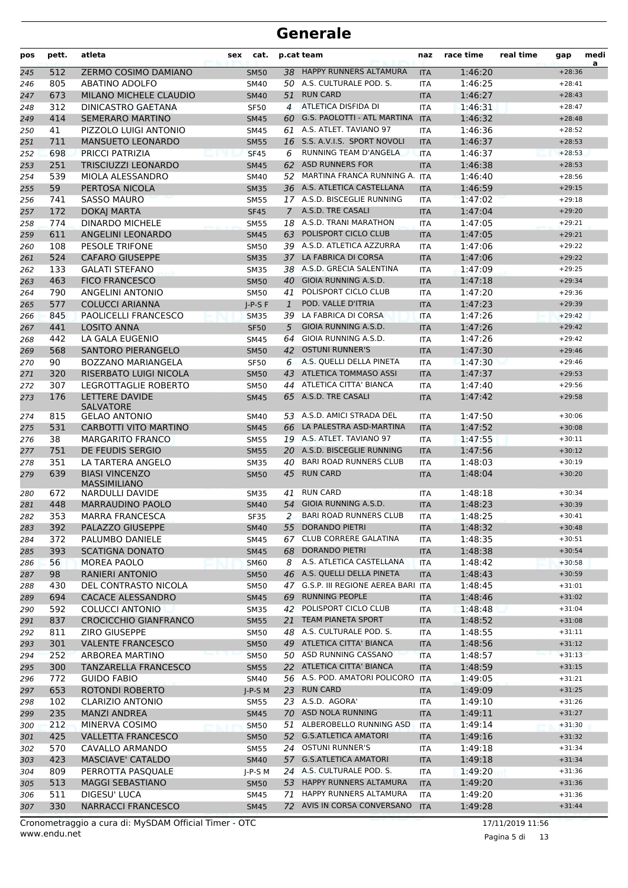# Generale

| pos | pett. | atleta | sex | cat. | p.cat | team | naz | race time | real time | gap | media |
|---|---|---|---|---|---|---|---|---|---|---|---|
| 245 | 512 | ZERMO COSIMO DAMIANO | | SM50 | 38 | HAPPY RUNNERS ALTAMURA | ITA | 1:46:20 | | +28:36 | |
| 246 | 805 | ABATINO ADOLFO | | SM40 | 50 | A.S. CULTURALE POD. S. | ITA | 1:46:25 | | +28:41 | |
| 247 | 673 | MILANO MICHELE CLAUDIO | | SM40 | 51 | RUN CARD | ITA | 1:46:27 | | +28:43 | |
| 248 | 312 | DINICASTRO GAETANA | | SF50 | 4 | ATLETICA DISFIDA DI | ITA | 1:46:31 | | +28:47 | |
| 249 | 414 | SEMERARO MARTINO | | SM45 | 60 | G.S. PAOLOTTI - ATL MARTINA | ITA | 1:46:32 | | +28:48 | |
| 250 | 41 | PIZZOLO LUIGI ANTONIO | | SM45 | 61 | A.S. ATLET. TAVIANO 97 | ITA | 1:46:36 | | +28:52 | |
| 251 | 711 | MANSUETO LEONARDO | | SM55 | 16 | S.S. A.V.I.S. SPORT NOVOLI | ITA | 1:46:37 | | +28:53 | |
| 252 | 698 | PRICCI PATRIZIA | | SF45 | 6 | RUNNING TEAM D'ANGELA | ITA | 1:46:37 | | +28:53 | |
| 253 | 251 | TRISCIUZZI LEONARDO | | SM45 | 62 | ASD RUNNERS FOR | ITA | 1:46:38 | | +28:53 | |
| 254 | 539 | MIOLA ALESSANDRO | | SM40 | 52 | MARTINA FRANCA RUNNING A. | ITA | 1:46:40 | | +28:56 | |
| 255 | 59 | PERTOSA NICOLA | | SM35 | 36 | A.S. ATLETICA CASTELLANA | ITA | 1:46:59 | | +29:15 | |
| 256 | 741 | SASSO MAURO | | SM55 | 17 | A.S.D. BISCEGLIE RUNNING | ITA | 1:47:02 | | +29:18 | |
| 257 | 172 | DOKAJ MARTA | | SF45 | 7 | A.S.D. TRE CASALI | ITA | 1:47:04 | | +29:20 | |
| 258 | 774 | DINARDO MICHELE | | SM55 | 18 | A.S.D. TRANI MARATHON | ITA | 1:47:05 | | +29:21 | |
| 259 | 611 | ANGELINI LEONARDO | | SM45 | 63 | POLISPORT CICLO CLUB | ITA | 1:47:05 | | +29:21 | |
| 260 | 108 | PESOLE TRIFONE | | SM50 | 39 | A.S.D. ATLETICA AZZURRA | ITA | 1:47:06 | | +29:22 | |
| 261 | 524 | CAFARO GIUSEPPE | | SM35 | 37 | LA FABRICA DI CORSA | ITA | 1:47:06 | | +29:22 | |
| 262 | 133 | GALATI STEFANO | | SM35 | 38 | A.S.D. GRECIA SALENTINA | ITA | 1:47:09 | | +29:25 | |
| 263 | 463 | FICO FRANCESCO | | SM50 | 40 | GIOIA RUNNING A.S.D. | ITA | 1:47:18 | | +29:34 | |
| 264 | 790 | ANGELINI ANTONIO | | SM50 | 41 | POLISPORT CICLO CLUB | ITA | 1:47:20 | | +29:36 | |
| 265 | 577 | COLUCCI ARIANNA | | J-P-S F | 1 | POD. VALLE D'ITRIA | ITA | 1:47:23 | | +29:39 | |
| 266 | 845 | PAOLICELLI FRANCESCO | | SM35 | 39 | LA FABRICA DI CORSA | ITA | 1:47:26 | | +29:42 | |
| 267 | 441 | LOSITO ANNA | | SF50 | 5 | GIOIA RUNNING A.S.D. | ITA | 1:47:26 | | +29:42 | |
| 268 | 442 | LA GALA EUGENIO | | SM45 | 64 | GIOIA RUNNING A.S.D. | ITA | 1:47:26 | | +29:42 | |
| 269 | 568 | SANTORO PIERANGELO | | SM50 | 42 | OSTUNI RUNNER'S | ITA | 1:47:30 | | +29:46 | |
| 270 | 90 | BOZZANO MARIANGELA | | SF50 | 6 | A.S. QUELLI DELLA PINETA | ITA | 1:47:30 | | +29:46 | |
| 271 | 320 | RISERBATO LUIGI NICOLA | | SM50 | 43 | ATLETICA TOMMASO ASSI | ITA | 1:47:37 | | +29:53 | |
| 272 | 307 | LEGROTTAGLIE ROBERTO | | SM50 | 44 | ATLETICA CITTA' BIANCA | ITA | 1:47:40 | | +29:56 | |
| 273 | 176 | LETTERE DAVIDE SALVATORE | | SM45 | 65 | A.S.D. TRE CASALI | ITA | 1:47:42 | | +29:58 | |
| 274 | 815 | GELAO ANTONIO | | SM40 | 53 | A.S.D. AMICI STRADA DEL | ITA | 1:47:50 | | +30:06 | |
| 275 | 531 | CARBOTTI VITO MARTINO | | SM45 | 66 | LA PALESTRA ASD-MARTINA | ITA | 1:47:52 | | +30:08 | |
| 276 | 38 | MARGARITO FRANCO | | SM55 | 19 | A.S. ATLET. TAVIANO 97 | ITA | 1:47:55 | | +30:11 | |
| 277 | 751 | DE FEUDIS SERGIO | | SM55 | 20 | A.S.D. BISCEGLIE RUNNING | ITA | 1:47:56 | | +30:12 | |
| 278 | 351 | LA TARTERA ANGELO | | SM35 | 40 | BARI ROAD RUNNERS CLUB | ITA | 1:48:03 | | +30:19 | |
| 279 | 639 | BIASI VINCENZO MASSIMILIANO | | SM50 | 45 | RUN CARD | ITA | 1:48:04 | | +30:20 | |
| 280 | 672 | NARDULLI DAVIDE | | SM35 | 41 | RUN CARD | ITA | 1:48:18 | | +30:34 | |
| 281 | 448 | MARRAUDINO PAOLO | | SM40 | 54 | GIOIA RUNNING A.S.D. | ITA | 1:48:23 | | +30:39 | |
| 282 | 353 | MARRA FRANCESCA | | SF35 | 2 | BARI ROAD RUNNERS CLUB | ITA | 1:48:25 | | +30:41 | |
| 283 | 392 | PALAZZO GIUSEPPE | | SM40 | 55 | DORANDO PIETRI | ITA | 1:48:32 | | +30:48 | |
| 284 | 372 | PALUMBO DANIELE | | SM45 | 67 | CLUB CORRERE GALATINA | ITA | 1:48:35 | | +30:51 | |
| 285 | 393 | SCATIGNA DONATO | | SM45 | 68 | DORANDO PIETRI | ITA | 1:48:38 | | +30:54 | |
| 286 | 56 | MOREA PAOLO | | SM60 | 8 | A.S. ATLETICA CASTELLANA | ITA | 1:48:42 | | +30:58 | |
| 287 | 98 | RANIERI ANTONIO | | SM50 | 46 | A.S. QUELLI DELLA PINETA | ITA | 1:48:43 | | +30:59 | |
| 288 | 430 | DEL CONTRASTO NICOLA | | SM50 | 47 | G.S.P. III REGIONE AEREA BARI | ITA | 1:48:45 | | +31:01 | |
| 289 | 694 | CACACE ALESSANDRO | | SM45 | 69 | RUNNING PEOPLE | ITA | 1:48:46 | | +31:02 | |
| 290 | 592 | COLUCCI ANTONIO | | SM35 | 42 | POLISPORT CICLO CLUB | ITA | 1:48:48 | | +31:04 | |
| 291 | 837 | CROCICCHIO GIANFRANCO | | SM55 | 21 | TEAM PIANETA SPORT | ITA | 1:48:52 | | +31:08 | |
| 292 | 811 | ZIRO GIUSEPPE | | SM50 | 48 | A.S. CULTURALE POD. S. | ITA | 1:48:55 | | +31:11 | |
| 293 | 301 | VALENTE FRANCESCO | | SM50 | 49 | ATLETICA CITTA' BIANCA | ITA | 1:48:56 | | +31:12 | |
| 294 | 252 | ARBOREA MARTINO | | SM50 | 50 | ASD RUNNING CASSANO | ITA | 1:48:57 | | +31:13 | |
| 295 | 300 | TANZARELLA FRANCESCO | | SM55 | 22 | ATLETICA CITTA' BIANCA | ITA | 1:48:59 | | +31:15 | |
| 296 | 772 | GUIDO FABIO | | SM40 | 56 | A.S. POD. AMATORI POLICORO | ITA | 1:49:05 | | +31:21 | |
| 297 | 653 | ROTONDI ROBERTO | | J-P-S M | 23 | RUN CARD | ITA | 1:49:09 | | +31:25 | |
| 298 | 102 | CLARIZIO ANTONIO | | SM55 | 23 | A.S.D. AGORA' | ITA | 1:49:10 | | +31:26 | |
| 299 | 235 | MANZI ANDREA | | SM45 | 70 | ASD NOLA RUNNING | ITA | 1:49:11 | | +31:27 | |
| 300 | 212 | MINERVA COSIMO | | SM50 | 51 | ALBEROBELLO RUNNING ASD | ITA | 1:49:14 | | +31:30 | |
| 301 | 425 | VALLETTA FRANCESCO | | SM50 | 52 | G.S.ATLETICA AMATORI | ITA | 1:49:16 | | +31:32 | |
| 302 | 570 | CAVALLO ARMANDO | | SM55 | 24 | OSTUNI RUNNER'S | ITA | 1:49:18 | | +31:34 | |
| 303 | 423 | MASCIAVE' CATALDO | | SM40 | 57 | G.S.ATLETICA AMATORI | ITA | 1:49:18 | | +31:34 | |
| 304 | 809 | PERROTTA PASQUALE | | J-P-S M | 24 | A.S. CULTURALE POD. S. | ITA | 1:49:20 | | +31:36 | |
| 305 | 513 | MAGGI SEBASTIANO | | SM50 | 53 | HAPPY RUNNERS ALTAMURA | ITA | 1:49:20 | | +31:36 | |
| 306 | 511 | DIGESU' LUCA | | SM45 | 71 | HAPPY RUNNERS ALTAMURA | ITA | 1:49:20 | | +31:36 | |
| 307 | 330 | NARRACCI FRANCESCO | | SM45 | 72 | AVIS IN CORSA CONVERSANO | ITA | 1:49:28 | | +31:44 | |

Cronometraggio a cura di: MySDAM Official Timer - OTC
www.endu.net

17/11/2019 11:56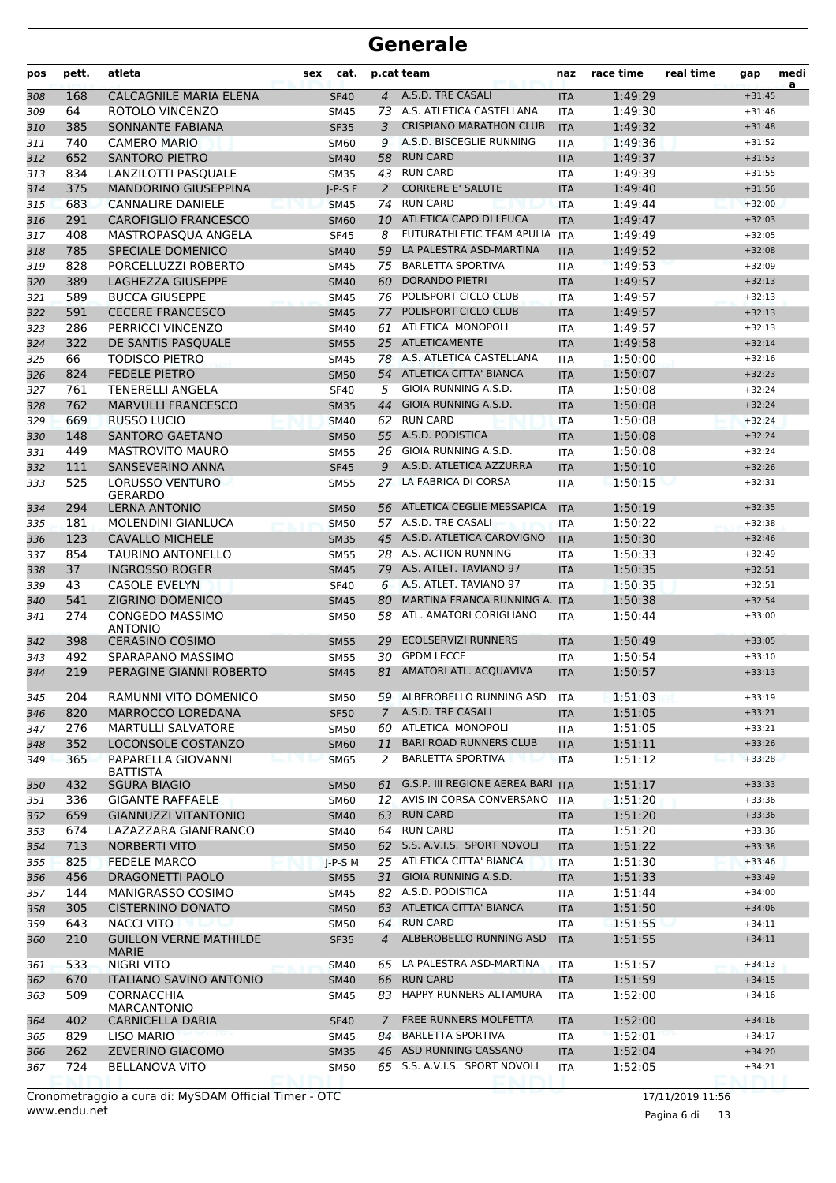# Generale

| pos | pett. | atleta | sex | cat. | p.cat | team | naz | race time | real time | gap | media |
|---|---|---|---|---|---|---|---|---|---|---|---|
| 308 | 168 | CALCAGNILE MARIA ELENA | | SF40 | 4 | A.S.D. TRE CASALI | ITA | 1:49:29 | | +31:45 | |
| 309 | 64 | ROTOLO VINCENZO | | SM45 | 73 | A.S. ATLETICA CASTELLANA | ITA | 1:49:30 | | +31:46 | |
| 310 | 385 | SONNANTE FABIANA | | SF35 | 3 | CRISPIANO MARATHON CLUB | ITA | 1:49:32 | | +31:48 | |
| 311 | 740 | CAMERO MARIO | | SM60 | 9 | A.S.D. BISCEGLIE RUNNING | ITA | 1:49:36 | | +31:52 | |
| 312 | 652 | SANTORO PIETRO | | SM40 | 58 | RUN CARD | ITA | 1:49:37 | | +31:53 | |
| 313 | 834 | LANZILOTTI PASQUALE | | SM35 | 43 | RUN CARD | ITA | 1:49:39 | | +31:55 | |
| 314 | 375 | MANDORINO GIUSEPPINA | | J-P-S F | 2 | CORRERE E' SALUTE | ITA | 1:49:40 | | +31:56 | |
| 315 | 683 | CANNALIRE DANIELE | | SM45 | 74 | RUN CARD | ITA | 1:49:44 | | +32:00 | |
| 316 | 291 | CAROFIGLIO FRANCESCO | | SM60 | 10 | ATLETICA CAPO DI LEUCA | ITA | 1:49:47 | | +32:03 | |
| 317 | 408 | MASTROPASQUA ANGELA | | SF45 | 8 | FUTURATHLETIC TEAM APULIA | ITA | 1:49:49 | | +32:05 | |
| 318 | 785 | SPECIALE DOMENICO | | SM40 | 59 | LA PALESTRA ASD-MARTINA | ITA | 1:49:52 | | +32:08 | |
| 319 | 828 | PORCELLUZZI ROBERTO | | SM45 | 75 | BARLETTA SPORTIVA | ITA | 1:49:53 | | +32:09 | |
| 320 | 389 | LAGHEZZA GIUSEPPE | | SM40 | 60 | DORANDO PIETRI | ITA | 1:49:57 | | +32:13 | |
| 321 | 589 | BUCCA GIUSEPPE | | SM45 | 76 | POLISPORT CICLO CLUB | ITA | 1:49:57 | | +32:13 | |
| 322 | 591 | CECERE FRANCESCO | | SM45 | 77 | POLISPORT CICLO CLUB | ITA | 1:49:57 | | +32:13 | |
| 323 | 286 | PERRICCI VINCENZO | | SM40 | 61 | ATLETICA MONOPOLI | ITA | 1:49:57 | | +32:13 | |
| 324 | 322 | DE SANTIS PASQUALE | | SM55 | 25 | ATLETICAMENTE | ITA | 1:49:58 | | +32:14 | |
| 325 | 66 | TODISCO PIETRO | | SM45 | 78 | A.S. ATLETICA CASTELLANA | ITA | 1:50:00 | | +32:16 | |
| 326 | 824 | FEDELE PIETRO | | SM50 | 54 | ATLETICA CITTA' BIANCA | ITA | 1:50:07 | | +32:23 | |
| 327 | 761 | TENERELLI ANGELA | | SF40 | 5 | GIOIA RUNNING A.S.D. | ITA | 1:50:08 | | +32:24 | |
| 328 | 762 | MARVULLI FRANCESCO | | SM35 | 44 | GIOIA RUNNING A.S.D. | ITA | 1:50:08 | | +32:24 | |
| 329 | 669 | RUSSO LUCIO | | SM40 | 62 | RUN CARD | ITA | 1:50:08 | | +32:24 | |
| 330 | 148 | SANTORO GAETANO | | SM50 | 55 | A.S.D. PODISTICA | ITA | 1:50:08 | | +32:24 | |
| 331 | 449 | MASTROVITO MAURO | | SM55 | 26 | GIOIA RUNNING A.S.D. | ITA | 1:50:08 | | +32:24 | |
| 332 | 111 | SANSEVERINO ANNA | | SF45 | 9 | A.S.D. ATLETICA AZZURRA | ITA | 1:50:10 | | +32:26 | |
| 333 | 525 | LORUSSO VENTURO GERARDO | | SM55 | 27 | LA FABRICA DI CORSA | ITA | 1:50:15 | | +32:31 | |
| 334 | 294 | LERNA ANTONIO | | SM50 | 56 | ATLETICA CEGLIE MESSAPICA | ITA | 1:50:19 | | +32:35 | |
| 335 | 181 | MOLENDINI GIANLUCA | | SM50 | 57 | A.S.D. TRE CASALI | ITA | 1:50:22 | | +32:38 | |
| 336 | 123 | CAVALLO MICHELE | | SM35 | 45 | A.S.D. ATLETICA CAROVIGNO | ITA | 1:50:30 | | +32:46 | |
| 337 | 854 | TAURINO ANTONELLO | | SM55 | 28 | A.S. ACTION RUNNING | ITA | 1:50:33 | | +32:49 | |
| 338 | 37 | INGROSSO ROGER | | SM45 | 79 | A.S. ATLET. TAVIANO 97 | ITA | 1:50:35 | | +32:51 | |
| 339 | 43 | CASOLE EVELYN | | SF40 | 6 | A.S. ATLET. TAVIANO 97 | ITA | 1:50:35 | | +32:51 | |
| 340 | 541 | ZIGRINO DOMENICO | | SM45 | 80 | MARTINA FRANCA RUNNING A. | ITA | 1:50:38 | | +32:54 | |
| 341 | 274 | CONGEDO MASSIMO ANTONIO | | SM50 | 58 | ATL. AMATORI CORIGLIANO | ITA | 1:50:44 | | +33:00 | |
| 342 | 398 | CERASINO COSIMO | | SM55 | 29 | ECOLSERVIZI RUNNERS | ITA | 1:50:49 | | +33:05 | |
| 343 | 492 | SPARAPANO MASSIMO | | SM55 | 30 | GPDM LECCE | ITA | 1:50:54 | | +33:10 | |
| 344 | 219 | PERAGINE GIANNI ROBERTO | | SM45 | 81 | AMATORI ATL. ACQUAVIVA | ITA | 1:50:57 | | +33:13 | |
| 345 | 204 | RAMUNNI VITO DOMENICO | | SM50 | 59 | ALBEROBELLO RUNNING ASD | ITA | 1:51:03 | | +33:19 | |
| 346 | 820 | MARROCCO LOREDANA | | SF50 | 7 | A.S.D. TRE CASALI | ITA | 1:51:05 | | +33:21 | |
| 347 | 276 | MARTULLI SALVATORE | | SM50 | 60 | ATLETICA MONOPOLI | ITA | 1:51:05 | | +33:21 | |
| 348 | 352 | LOCONSOLE COSTANZO | | SM60 | 11 | BARI ROAD RUNNERS CLUB | ITA | 1:51:11 | | +33:26 | |
| 349 | 365 | PAPARELLA GIOVANNI BATTISTA | | SM65 | 2 | BARLETTA SPORTIVA | ITA | 1:51:12 | | +33:28 | |
| 350 | 432 | SGURA BIAGIO | | SM50 | 61 | G.S.P. III REGIONE AEREA BARI | ITA | 1:51:17 | | +33:33 | |
| 351 | 336 | GIGANTE RAFFAELE | | SM60 | 12 | AVIS IN CORSA CONVERSANO | ITA | 1:51:20 | | +33:36 | |
| 352 | 659 | GIANNUZZI VITANTONIO | | SM40 | 63 | RUN CARD | ITA | 1:51:20 | | +33:36 | |
| 353 | 674 | LAZZAZARA GIANFRANCO | | SM40 | 64 | RUN CARD | ITA | 1:51:20 | | +33:36 | |
| 354 | 713 | NORBERTI VITO | | SM50 | 62 | S.S. A.V.I.S. SPORT NOVOLI | ITA | 1:51:22 | | +33:38 | |
| 355 | 825 | FEDELE MARCO | | J-P-S M | 25 | ATLETICA CITTA' BIANCA | ITA | 1:51:30 | | +33:46 | |
| 356 | 456 | DRAGONETTI PAOLO | | SM55 | 31 | GIOIA RUNNING A.S.D. | ITA | 1:51:33 | | +33:49 | |
| 357 | 144 | MANIGRASSO COSIMO | | SM45 | 82 | A.S.D. PODISTICA | ITA | 1:51:44 | | +34:00 | |
| 358 | 305 | CISTERNINO DONATO | | SM50 | 63 | ATLETICA CITTA' BIANCA | ITA | 1:51:50 | | +34:06 | |
| 359 | 643 | NACCI VITO | | SM50 | 64 | RUN CARD | ITA | 1:51:55 | | +34:11 | |
| 360 | 210 | GUILLON VERNE MATHILDE MARIE | | SF35 | 4 | ALBEROBELLO RUNNING ASD | ITA | 1:51:55 | | +34:11 | |
| 361 | 533 | NIGRI VITO | | SM40 | 65 | LA PALESTRA ASD-MARTINA | ITA | 1:51:57 | | +34:13 | |
| 362 | 670 | ITALIANO SAVINO ANTONIO | | SM40 | 66 | RUN CARD | ITA | 1:51:59 | | +34:15 | |
| 363 | 509 | CORNACCHIA MARCANTONIO | | SM45 | 83 | HAPPY RUNNERS ALTAMURA | ITA | 1:52:00 | | +34:16 | |
| 364 | 402 | CARNICELLA DARIA | | SF40 | 7 | FREE RUNNERS MOLFETTA | ITA | 1:52:00 | | +34:16 | |
| 365 | 829 | LISO MARIO | | SM45 | 84 | BARLETTA SPORTIVA | ITA | 1:52:01 | | +34:17 | |
| 366 | 262 | ZEVERINO GIACOMO | | SM35 | 46 | ASD RUNNING CASSANO | ITA | 1:52:04 | | +34:20 | |
| 367 | 724 | BELLANOVA VITO | | SM50 | 65 | S.S. A.V.I.S. SPORT NOVOLI | ITA | 1:52:05 | | +34:21 | |

Cronometraggio a cura di: MySDAM Official Timer - OTC
www.endu.net

17/11/2019 11:56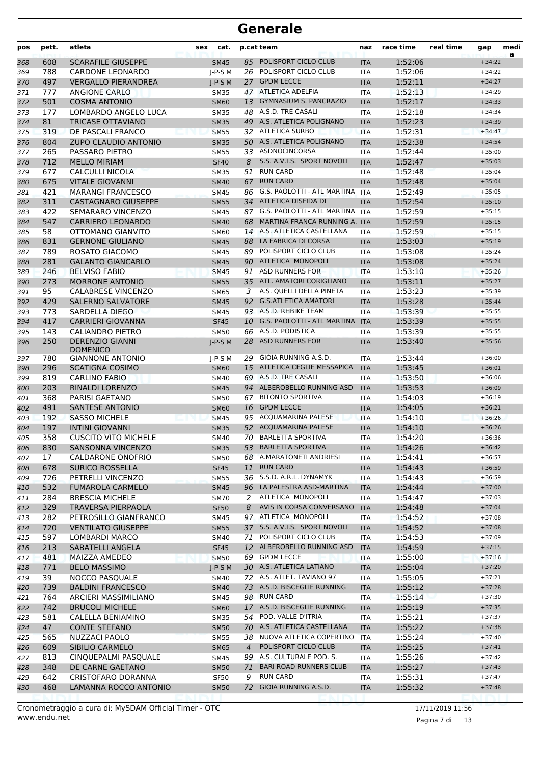# Generale

| pos | pett. | atleta | sex | cat. | p.cat | team | naz | race time | real time | gap | media |
|---|---|---|---|---|---|---|---|---|---|---|---|
| 368 | 608 | SCARAFILE GIUSEPPE | | SM45 | 85 | POLISPORT CICLO CLUB | ITA | 1:52:06 | | +34:22 | |
| 369 | 788 | CARDONE LEONARDO | | J-P-S M | 26 | POLISPORT CICLO CLUB | ITA | 1:52:06 | | +34:22 | |
| 370 | 497 | VERGALLO PIERANDREA | | J-P-S M | 27 | GPDM LECCE | ITA | 1:52:11 | | +34:27 | |
| 371 | 777 | ANGIONE CARLO | | SM35 | 47 | ATLETICA ADELFIA | ITA | 1:52:13 | | +34:29 | |
| 372 | 501 | COSMA ANTONIO | | SM60 | 13 | GYMNASIUM S. PANCRAZIO | ITA | 1:52:17 | | +34:33 | |
| 373 | 177 | LOMBARDO ANGELO LUCA | | SM35 | 48 | A.S.D. TRE CASALI | ITA | 1:52:18 | | +34:34 | |
| 374 | 81 | TRICASE OTTAVIANO | | SM35 | 49 | A.S. ATLETICA POLIGNANO | ITA | 1:52:23 | | +34:39 | |
| 375 | 319 | DE PASCALI FRANCO | | SM55 | 32 | ATLETICA SURBO | ITA | 1:52:31 | | +34:47 | |
| 376 | 804 | ZUPO CLAUDIO ANTONIO | | SM35 | 50 | A.S. ATLETICA POLIGNANO | ITA | 1:52:38 | | +34:54 | |
| 377 | 265 | PASSARO PIETRO | | SM55 | 33 | ASDNOCINCORSA | ITA | 1:52:44 | | +35:00 | |
| 378 | 712 | MELLO MIRIAM | | SF40 | 8 | S.S. A.V.I.S. SPORT NOVOLI | ITA | 1:52:47 | | +35:03 | |
| 379 | 677 | CALCULLI NICOLA | | SM35 | 51 | RUN CARD | ITA | 1:52:48 | | +35:04 | |
| 380 | 675 | VITALE GIOVANNI | | SM40 | 67 | RUN CARD | ITA | 1:52:48 | | +35:04 | |
| 381 | 421 | MARANGI FRANCESCO | | SM45 | 86 | G.S. PAOLOTTI - ATL MARTINA | ITA | 1:52:49 | | +35:05 | |
| 382 | 311 | CASTAGNARO GIUSEPPE | | SM55 | 34 | ATLETICA DISFIDA DI | ITA | 1:52:54 | | +35:10 | |
| 383 | 422 | SEMARARO VINCENZO | | SM45 | 87 | G.S. PAOLOTTI - ATL MARTINA | ITA | 1:52:59 | | +35:15 | |
| 384 | 547 | CARRIERO LEONARDO | | SM40 | 68 | MARTINA FRANCA RUNNING A. | ITA | 1:52:59 | | +35:15 | |
| 385 | 58 | OTTOMANO GIANVITO | | SM60 | 14 | A.S. ATLETICA CASTELLANA | ITA | 1:52:59 | | +35:15 | |
| 386 | 831 | GERNONE GIULIANO | | SM45 | 88 | LA FABRICA DI CORSA | ITA | 1:53:03 | | +35:19 | |
| 387 | 789 | ROSATO GIACOMO | | SM45 | 89 | POLISPORT CICLO CLUB | ITA | 1:53:08 | | +35:24 | |
| 388 | 281 | GALANTO GIANCARLO | | SM45 | 90 | ATLETICA MONOPOLI | ITA | 1:53:08 | | +35:24 | |
| 389 | 246 | BELVISO FABIO | | SM45 | 91 | ASD RUNNERS FOR | ITA | 1:53:10 | | +35:26 | |
| 390 | 273 | MORRONE ANTONIO | | SM55 | 35 | ATL. AMATORI CORIGLIANO | ITA | 1:53:11 | | +35:27 | |
| 391 | 95 | CALABRESE VINCENZO | | SM65 | 3 | A.S. QUELLI DELLA PINETA | ITA | 1:53:23 | | +35:39 | |
| 392 | 429 | SALERNO SALVATORE | | SM45 | 92 | G.S.ATLETICA AMATORI | ITA | 1:53:28 | | +35:44 | |
| 393 | 773 | SARDELLA DIEGO | | SM45 | 93 | A.S.D. RHBIKE TEAM | ITA | 1:53:39 | | +35:55 | |
| 394 | 417 | CARRIERI GIOVANNA | | SF45 | 10 | G.S. PAOLOTTI - ATL MARTINA | ITA | 1:53:39 | | +35:55 | |
| 395 | 143 | CALIANDRO PIETRO | | SM50 | 66 | A.S.D. PODISTICA | ITA | 1:53:39 | | +35:55 | |
| 396 | 250 | DERENZIO GIANNI DOMENICO | | J-P-S M | 28 | ASD RUNNERS FOR | ITA | 1:53:40 | | +35:56 | |
| 397 | 780 | GIANNONE ANTONIO | | J-P-S M | 29 | GIOIA RUNNING A.S.D. | ITA | 1:53:44 | | +36:00 | |
| 398 | 296 | SCATIGNA COSIMO | | SM60 | 15 | ATLETICA CEGLIE MESSAPICA | ITA | 1:53:45 | | +36:01 | |
| 399 | 819 | CARLINO FABIO | | SM40 | 69 | A.S.D. TRE CASALI | ITA | 1:53:50 | | +36:06 | |
| 400 | 203 | RINALDI LORENZO | | SM45 | 94 | ALBEROBELLO RUNNING ASD | ITA | 1:53:53 | | +36:09 | |
| 401 | 368 | PARISI GAETANO | | SM50 | 67 | BITONTO SPORTIVA | ITA | 1:54:03 | | +36:19 | |
| 402 | 491 | SANTESE ANTONIO | | SM60 | 16 | GPDM LECCE | ITA | 1:54:05 | | +36:21 | |
| 403 | 192 | SASSO MICHELE | | SM45 | 95 | ACQUAMARINA PALESE | ITA | 1:54:10 | | +36:26 | |
| 404 | 197 | INTINI GIOVANNI | | SM35 | 52 | ACQUAMARINA PALESE | ITA | 1:54:10 | | +36:26 | |
| 405 | 358 | CUSCITO VITO MICHELE | | SM40 | 70 | BARLETTA SPORTIVA | ITA | 1:54:20 | | +36:36 | |
| 406 | 830 | SANSONNA VINCENZO | | SM35 | 53 | BARLETTA SPORTIVA | ITA | 1:54:26 | | +36:42 | |
| 407 | 17 | CALDARONE ONOFRIO | | SM50 | 68 | A.MARATONETI ANDRIESI | ITA | 1:54:41 | | +36:57 | |
| 408 | 678 | SURICO ROSSELLA | | SF45 | 11 | RUN CARD | ITA | 1:54:43 | | +36:59 | |
| 409 | 726 | PETRELLI VINCENZO | | SM55 | 36 | S.S.D. A.R.L. DYNAMYK | ITA | 1:54:43 | | +36:59 | |
| 410 | 532 | FUMAROLA CARMELO | | SM45 | 96 | LA PALESTRA ASD-MARTINA | ITA | 1:54:44 | | +37:00 | |
| 411 | 284 | BRESCIA MICHELE | | SM70 | 2 | ATLETICA MONOPOLI | ITA | 1:54:47 | | +37:03 | |
| 412 | 329 | TRAVERSA PIERPAOLA | | SF50 | 8 | AVIS IN CORSA CONVERSANO | ITA | 1:54:48 | | +37:04 | |
| 413 | 282 | PETROSILLO GIANFRANCO | | SM45 | 97 | ATLETICA MONOPOLI | ITA | 1:54:52 | | +37:08 | |
| 414 | 720 | VENTILATO GIUSEPPE | | SM55 | 37 | S.S. A.V.I.S. SPORT NOVOLI | ITA | 1:54:52 | | +37:08 | |
| 415 | 597 | LOMBARDI MARCO | | SM40 | 71 | POLISPORT CICLO CLUB | ITA | 1:54:53 | | +37:09 | |
| 416 | 213 | SABATELLI ANGELA | | SF45 | 12 | ALBEROBELLO RUNNING ASD | ITA | 1:54:59 | | +37:15 | |
| 417 | 481 | MAIZZA AMEDEO | | SM50 | 69 | GPDM LECCE | ITA | 1:55:00 | | +37:16 | |
| 418 | 771 | BELO MASSIMO | | J-P-S M | 30 | A.S. ATLETICA LATIANO | ITA | 1:55:04 | | +37:20 | |
| 419 | 39 | NOCCO PASQUALE | | SM40 | 72 | A.S. ATLET. TAVIANO 97 | ITA | 1:55:05 | | +37:21 | |
| 420 | 739 | BALDINI FRANCESCO | | SM40 | 73 | A.S.D. BISCEGLIE RUNNING | ITA | 1:55:12 | | +37:28 | |
| 421 | 764 | ARCIERI MASSIMILIANO | | SM45 | 98 | RUN CARD | ITA | 1:55:14 | | +37:30 | |
| 422 | 742 | BRUCOLI MICHELE | | SM60 | 17 | A.S.D. BISCEGLIE RUNNING | ITA | 1:55:19 | | +37:35 | |
| 423 | 581 | CALELLA BENIAMINO | | SM35 | 54 | POD. VALLE D'ITRIA | ITA | 1:55:21 | | +37:37 | |
| 424 | 47 | CONTE STEFANO | | SM50 | 70 | A.S. ATLETICA CASTELLANA | ITA | 1:55:22 | | +37:38 | |
| 425 | 565 | NUZZACI PAOLO | | SM55 | 38 | NUOVA ATLETICA COPERTINO | ITA | 1:55:24 | | +37:40 | |
| 426 | 609 | SIBILIO CARMELO | | SM65 | 4 | POLISPORT CICLO CLUB | ITA | 1:55:25 | | +37:41 | |
| 427 | 813 | CINQUEPALMI PASQUALE | | SM45 | 99 | A.S. CULTURALE POD. S. | ITA | 1:55:26 | | +37:42 | |
| 428 | 348 | DE CARNE GAETANO | | SM50 | 71 | BARI ROAD RUNNERS CLUB | ITA | 1:55:27 | | +37:43 | |
| 429 | 642 | CRISTOFARO DORANNA | | SF50 | 9 | RUN CARD | ITA | 1:55:31 | | +37:47 | |
| 430 | 468 | LAMANNA ROCCO ANTONIO | | SM50 | 72 | GIOIA RUNNING A.S.D. | ITA | 1:55:32 | | +37:48 | |

Cronometraggio a cura di: MySDAM Official Timer - OTC
www.endu.net

17/11/2019 11:56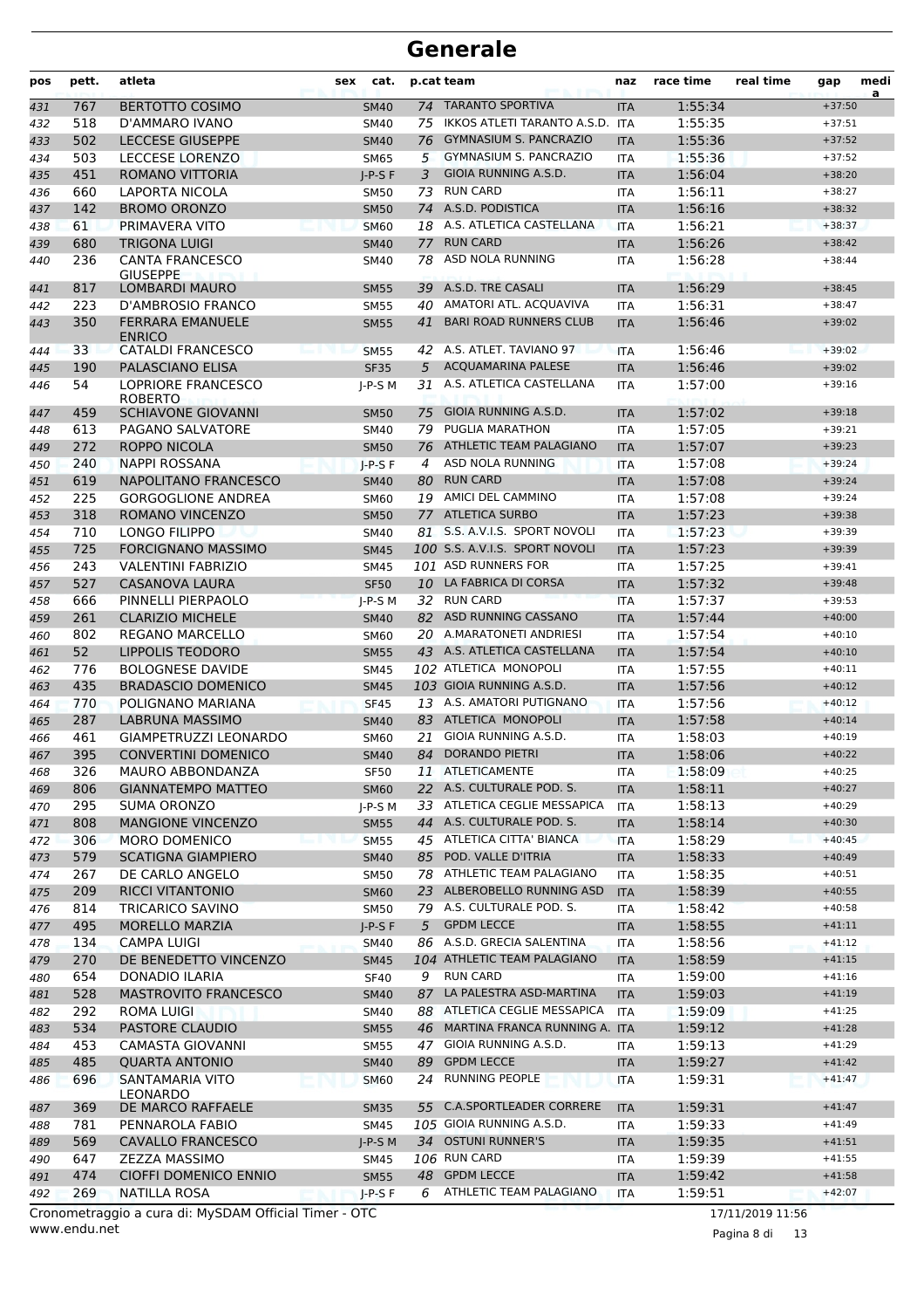# Generale

| pos | pett. | atleta | sex | cat. | p.cat | team | naz | race time | real time | gap | media |
|---|---|---|---|---|---|---|---|---|---|---|---|
| 431 | 767 | BERTOTTO COSIMO | | SM40 | 74 | TARANTO SPORTIVA | ITA | 1:55:34 | | +37:50 | |
| 432 | 518 | D'AMMARO IVANO | | SM40 | 75 | IKKOS ATLETI TARANTO A.S.D. | ITA | 1:55:35 | | +37:51 | |
| 433 | 502 | LECCESE GIUSEPPE | | SM40 | 76 | GYMNASIUM S. PANCRAZIO | ITA | 1:55:36 | | +37:52 | |
| 434 | 503 | LECCESE LORENZO | | SM65 | 5 | GYMNASIUM S. PANCRAZIO | ITA | 1:55:36 | | +37:52 | |
| 435 | 451 | ROMANO VITTORIA | | J-P-S F | 3 | GIOIA RUNNING A.S.D. | ITA | 1:56:04 | | +38:20 | |
| 436 | 660 | LAPORTA NICOLA | | SM50 | 73 | RUN CARD | ITA | 1:56:11 | | +38:27 | |
| 437 | 142 | BROMO ORONZO | | SM50 | 74 | A.S.D. PODISTICA | ITA | 1:56:16 | | +38:32 | |
| 438 | 61 | PRIMAVERA VITO | | SM60 | 18 | A.S. ATLETICA CASTELLANA | ITA | 1:56:21 | | +38:37 | |
| 439 | 680 | TRIGONA LUIGI | | SM40 | 77 | RUN CARD | ITA | 1:56:26 | | +38:42 | |
| 440 | 236 | CANTA FRANCESCO GIUSEPPE | | SM40 | 78 | ASD NOLA RUNNING | ITA | 1:56:28 | | +38:44 | |
| 441 | 817 | LOMBARDI MAURO | | SM55 | 39 | A.S.D. TRE CASALI | ITA | 1:56:29 | | +38:45 | |
| 442 | 223 | D'AMBROSIO FRANCO | | SM55 | 40 | AMATORI ATL. ACQUAVIVA | ITA | 1:56:31 | | +38:47 | |
| 443 | 350 | FERRARA EMANUELE ENRICO | | SM55 | 41 | BARI ROAD RUNNERS CLUB | ITA | 1:56:46 | | +39:02 | |
| 444 | 33 | CATALDI FRANCESCO | | SM55 | 42 | A.S. ATLET. TAVIANO 97 | ITA | 1:56:46 | | +39:02 | |
| 445 | 190 | PALASCIANO ELISA | | SF35 | 5 | ACQUAMARINA PALESE | ITA | 1:56:46 | | +39:02 | |
| 446 | 54 | LOPRIORE FRANCESCO ROBERTO | | J-P-S M | 31 | A.S. ATLETICA CASTELLANA | ITA | 1:57:00 | | +39:16 | |
| 447 | 459 | SCHIAVONE GIOVANNI | | SM50 | 75 | GIOIA RUNNING A.S.D. | ITA | 1:57:02 | | +39:18 | |
| 448 | 613 | PAGANO SALVATORE | | SM40 | 79 | PUGLIA MARATHON | ITA | 1:57:05 | | +39:21 | |
| 449 | 272 | ROPPO NICOLA | | SM50 | 76 | ATHLETIC TEAM PALAGIANO | ITA | 1:57:07 | | +39:23 | |
| 450 | 240 | NAPPI ROSSANA | | J-P-S F | 4 | ASD NOLA RUNNING | ITA | 1:57:08 | | +39:24 | |
| 451 | 619 | NAPOLITANO FRANCESCO | | SM40 | 80 | RUN CARD | ITA | 1:57:08 | | +39:24 | |
| 452 | 225 | GORGOGLIONE ANDREA | | SM60 | 19 | AMICI DEL CAMMINO | ITA | 1:57:08 | | +39:24 | |
| 453 | 318 | ROMANO VINCENZO | | SM50 | 77 | ATLETICA SURBO | ITA | 1:57:23 | | +39:38 | |
| 454 | 710 | LONGO FILIPPO | | SM40 | 81 | S.S. A.V.I.S. SPORT NOVOLI | ITA | 1:57:23 | | +39:39 | |
| 455 | 725 | FORCIGNANO MASSIMO | | SM45 | 100 | S.S. A.V.I.S. SPORT NOVOLI | ITA | 1:57:23 | | +39:39 | |
| 456 | 243 | VALENTINI FABRIZIO | | SM45 | 101 | ASD RUNNERS FOR | ITA | 1:57:25 | | +39:41 | |
| 457 | 527 | CASANOVA LAURA | | SF50 | 10 | LA FABRICA DI CORSA | ITA | 1:57:32 | | +39:48 | |
| 458 | 666 | PINNELLI PIERPAOLO | | J-P-S M | 32 | RUN CARD | ITA | 1:57:37 | | +39:53 | |
| 459 | 261 | CLARIZIO MICHELE | | SM40 | 82 | ASD RUNNING CASSANO | ITA | 1:57:44 | | +40:00 | |
| 460 | 802 | REGANO MARCELLO | | SM60 | 20 | A.MARATONETI ANDRIESI | ITA | 1:57:54 | | +40:10 | |
| 461 | 52 | LIPPOLIS TEODORO | | SM55 | 43 | A.S. ATLETICA CASTELLANA | ITA | 1:57:54 | | +40:10 | |
| 462 | 776 | BOLOGNESE DAVIDE | | SM45 | 102 | ATLETICA MONOPOLI | ITA | 1:57:55 | | +40:11 | |
| 463 | 435 | BRADASCIO DOMENICO | | SM45 | 103 | GIOIA RUNNING A.S.D. | ITA | 1:57:56 | | +40:12 | |
| 464 | 770 | POLIGNANO MARIANA | | SF45 | 13 | A.S. AMATORI PUTIGNANO | ITA | 1:57:56 | | +40:12 | |
| 465 | 287 | LABRUNA MASSIMO | | SM40 | 83 | ATLETICA MONOPOLI | ITA | 1:57:58 | | +40:14 | |
| 466 | 461 | GIAMPETRUZZI LEONARDO | | SM60 | 21 | GIOIA RUNNING A.S.D. | ITA | 1:58:03 | | +40:19 | |
| 467 | 395 | CONVERTINI DOMENICO | | SM40 | 84 | DORANDO PIETRI | ITA | 1:58:06 | | +40:22 | |
| 468 | 326 | MAURO ABBONDANZA | | SF50 | 11 | ATLETICAMENTE | ITA | 1:58:09 | | +40:25 | |
| 469 | 806 | GIANNATEMPO MATTEO | | SM60 | 22 | A.S. CULTURALE POD. S. | ITA | 1:58:11 | | +40:27 | |
| 470 | 295 | SUMA ORONZO | | J-P-S M | 33 | ATLETICA CEGLIE MESSAPICA | ITA | 1:58:13 | | +40:29 | |
| 471 | 808 | MANGIONE VINCENZO | | SM55 | 44 | A.S. CULTURALE POD. S. | ITA | 1:58:14 | | +40:30 | |
| 472 | 306 | MORO DOMENICO | | SM55 | 45 | ATLETICA CITTA' BIANCA | ITA | 1:58:29 | | +40:45 | |
| 473 | 579 | SCATIGNA GIAMPIERO | | SM40 | 85 | POD. VALLE D'ITRIA | ITA | 1:58:33 | | +40:49 | |
| 474 | 267 | DE CARLO ANGELO | | SM50 | 78 | ATHLETIC TEAM PALAGIANO | ITA | 1:58:35 | | +40:51 | |
| 475 | 209 | RICCI VITANTONIO | | SM60 | 23 | ALBEROBELLO RUNNING ASD | ITA | 1:58:39 | | +40:55 | |
| 476 | 814 | TRICARICO SAVINO | | SM50 | 79 | A.S. CULTURALE POD. S. | ITA | 1:58:42 | | +40:58 | |
| 477 | 495 | MORELLO MARZIA | | J-P-S F | 5 | GPDM LECCE | ITA | 1:58:55 | | +41:11 | |
| 478 | 134 | CAMPA LUIGI | | SM40 | 86 | A.S.D. GRECIA SALENTINA | ITA | 1:58:56 | | +41:12 | |
| 479 | 270 | DE BENEDETTO VINCENZO | | SM45 | 104 | ATHLETIC TEAM PALAGIANO | ITA | 1:58:59 | | +41:15 | |
| 480 | 654 | DONADIO ILARIA | | SF40 | 9 | RUN CARD | ITA | 1:59:00 | | +41:16 | |
| 481 | 528 | MASTROVITO FRANCESCO | | SM40 | 87 | LA PALESTRA ASD-MARTINA | ITA | 1:59:03 | | +41:19 | |
| 482 | 292 | ROMA LUIGI | | SM40 | 88 | ATLETICA CEGLIE MESSAPICA | ITA | 1:59:09 | | +41:25 | |
| 483 | 534 | PASTORE CLAUDIO | | SM55 | 46 | MARTINA FRANCA RUNNING A. | ITA | 1:59:12 | | +41:28 | |
| 484 | 453 | CAMASTA GIOVANNI | | SM55 | 47 | GIOIA RUNNING A.S.D. | ITA | 1:59:13 | | +41:29 | |
| 485 | 485 | QUARTA ANTONIO | | SM40 | 89 | GPDM LECCE | ITA | 1:59:27 | | +41:42 | |
| 486 | 696 | SANTAMARIA VITO LEONARDO | | SM60 | 24 | RUNNING PEOPLE | ITA | 1:59:31 | | +41:47 | |
| 487 | 369 | DE MARCO RAFFAELE | | SM35 | 55 | C.A.SPORTLEADER CORRERE | ITA | 1:59:31 | | +41:47 | |
| 488 | 781 | PENNAROLA FABIO | | SM45 | 105 | GIOIA RUNNING A.S.D. | ITA | 1:59:33 | | +41:49 | |
| 489 | 569 | CAVALLO FRANCESCO | | J-P-S M | 34 | OSTUNI RUNNER'S | ITA | 1:59:35 | | +41:51 | |
| 490 | 647 | ZEZZA MASSIMO | | SM45 | 106 | RUN CARD | ITA | 1:59:39 | | +41:55 | |
| 491 | 474 | CIOFFI DOMENICO ENNIO | | SM55 | 48 | GPDM LECCE | ITA | 1:59:42 | | +41:58 | |
| 492 | 269 | NATILLA ROSA | | J-P-S F | 6 | ATHLETIC TEAM PALAGIANO | ITA | 1:59:51 | | +42:07 | |

Cronometraggio a cura di: MySDAM Official Timer - OTC 17/11/2019 11:56
www.endu.net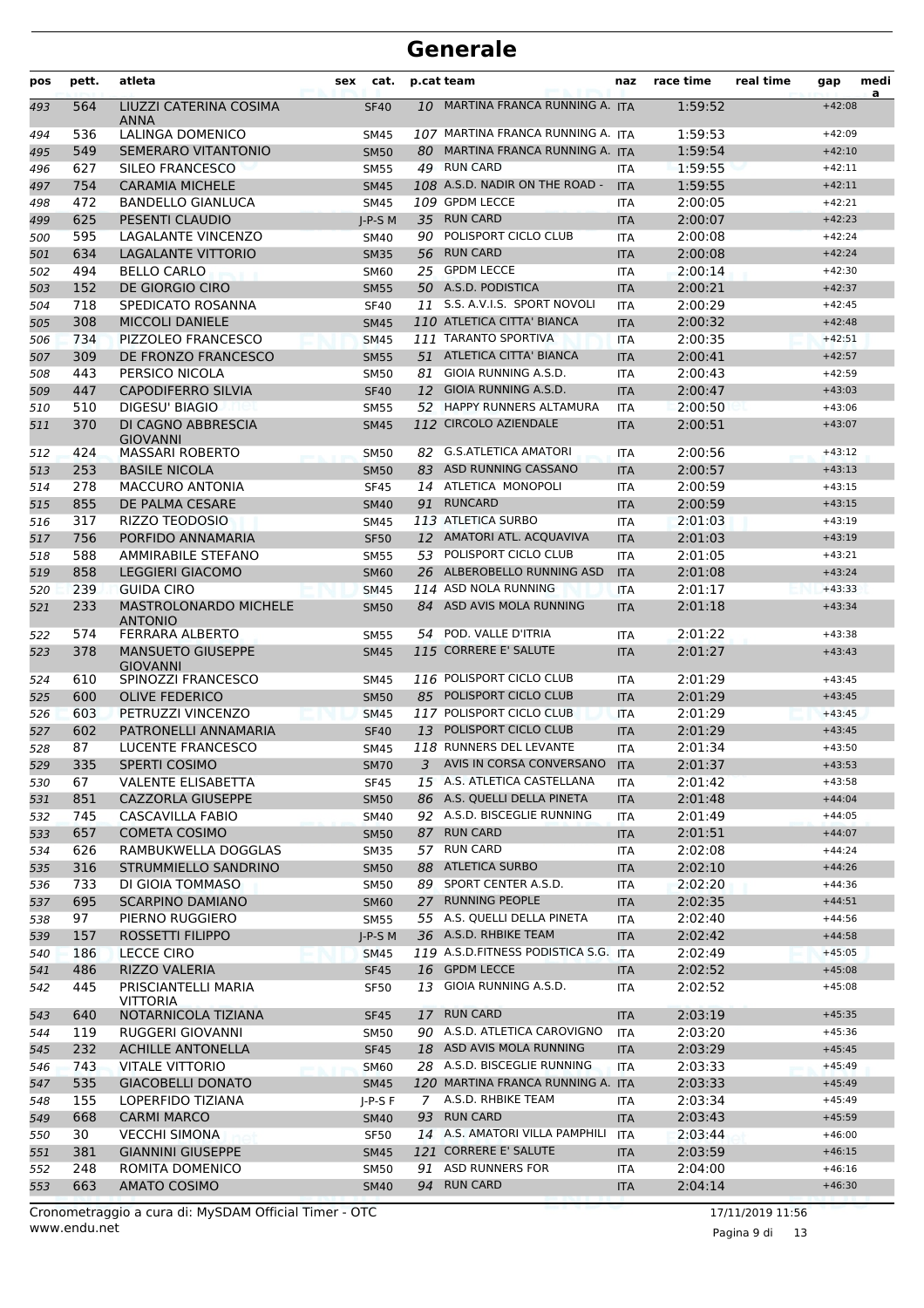# Generale

| pos | pett. | atleta | sex | cat. | p.cat | team | naz | race time | real time | gap | media |
|---|---|---|---|---|---|---|---|---|---|---|---|
| 493 | 564 | LIUZZI CATERINA COSIMA ANNA | | SF40 | 10 | MARTINA FRANCA RUNNING A. | ITA | 1:59:52 | | +42:08 | |
| 494 | 536 | LALINGA DOMENICO | | SM45 | 107 | MARTINA FRANCA RUNNING A. | ITA | 1:59:53 | | +42:09 | |
| 495 | 549 | SEMERARO VITANTONIO | | SM50 | 80 | MARTINA FRANCA RUNNING A. | ITA | 1:59:54 | | +42:10 | |
| 496 | 627 | SILEO FRANCESCO | | SM55 | 49 | RUN CARD | ITA | 1:59:55 | | +42:11 | |
| 497 | 754 | CARAMIA MICHELE | | SM45 | 108 | A.S.D. NADIR ON THE ROAD - | ITA | 1:59:55 | | +42:11 | |
| 498 | 472 | BANDELLO GIANLUCA | | SM45 | 109 | GPDM LECCE | ITA | 2:00:05 | | +42:21 | |
| 499 | 625 | PESENTI CLAUDIO | | J-P-S M | 35 | RUN CARD | ITA | 2:00:07 | | +42:23 | |
| 500 | 595 | LAGALANTE VINCENZO | | SM40 | 90 | POLISPORT CICLO CLUB | ITA | 2:00:08 | | +42:24 | |
| 501 | 634 | LAGALANTE VITTORIO | | SM35 | 56 | RUN CARD | ITA | 2:00:08 | | +42:24 | |
| 502 | 494 | BELLO CARLO | | SM60 | 25 | GPDM LECCE | ITA | 2:00:14 | | +42:30 | |
| 503 | 152 | DE GIORGIO CIRO | | SM55 | 50 | A.S.D. PODISTICA | ITA | 2:00:21 | | +42:37 | |
| 504 | 718 | SPEDICATO ROSANNA | | SF40 | 11 | S.S. A.V.I.S. SPORT NOVOLI | ITA | 2:00:29 | | +42:45 | |
| 505 | 308 | MICCOLI DANIELE | | SM45 | 110 | ATLETICA CITTA' BIANCA | ITA | 2:00:32 | | +42:48 | |
| 506 | 734 | PIZZOLEO FRANCESCO | | SM45 | 111 | TARANTO SPORTIVA | ITA | 2:00:35 | | +42:51 | |
| 507 | 309 | DE FRONZO FRANCESCO | | SM55 | 51 | ATLETICA CITTA' BIANCA | ITA | 2:00:41 | | +42:57 | |
| 508 | 443 | PERSICO NICOLA | | SM50 | 81 | GIOIA RUNNING A.S.D. | ITA | 2:00:43 | | +42:59 | |
| 509 | 447 | CAPODIFERRO SILVIA | | SF40 | 12 | GIOIA RUNNING A.S.D. | ITA | 2:00:47 | | +43:03 | |
| 510 | 510 | DIGESU' BIAGIO | | SM55 | 52 | HAPPY RUNNERS ALTAMURA | ITA | 2:00:50 | | +43:06 | |
| 511 | 370 | DI CAGNO ABBRESCIA GIOVANNI | | SM45 | 112 | CIRCOLO AZIENDALE | ITA | 2:00:51 | | +43:07 | |
| 512 | 424 | MASSARI ROBERTO | | SM50 | 82 | G.S.ATLETICA AMATORI | ITA | 2:00:56 | | +43:12 | |
| 513 | 253 | BASILE NICOLA | | SM50 | 83 | ASD RUNNING CASSANO | ITA | 2:00:57 | | +43:13 | |
| 514 | 278 | MACCURO ANTONIA | | SF45 | 14 | ATLETICA MONOPOLI | ITA | 2:00:59 | | +43:15 | |
| 515 | 855 | DE PALMA CESARE | | SM40 | 91 | RUNCARD | ITA | 2:00:59 | | +43:15 | |
| 516 | 317 | RIZZO TEODOSIO | | SM45 | 113 | ATLETICA SURBO | ITA | 2:01:03 | | +43:19 | |
| 517 | 756 | PORFIDO ANNAMARIA | | SF50 | 12 | AMATORI ATL. ACQUAVIVA | ITA | 2:01:03 | | +43:19 | |
| 518 | 588 | AMMIRABILE STEFANO | | SM55 | 53 | POLISPORT CICLO CLUB | ITA | 2:01:05 | | +43:21 | |
| 519 | 858 | LEGGIERI GIACOMO | | SM60 | 26 | ALBEROBELLO RUNNING ASD | ITA | 2:01:08 | | +43:24 | |
| 520 | 239 | GUIDA CIRO | | SM45 | 114 | ASD NOLA RUNNING | ITA | 2:01:17 | | +43:33 | |
| 521 | 233 | MASTROLONARDO MICHELE ANTONIO | | SM50 | 84 | ASD AVIS MOLA RUNNING | ITA | 2:01:18 | | +43:34 | |
| 522 | 574 | FERRARA ALBERTO | | SM55 | 54 | POD. VALLE D'ITRIA | ITA | 2:01:22 | | +43:38 | |
| 523 | 378 | MANSUETO GIUSEPPE GIOVANNI | | SM45 | 115 | CORRERE E' SALUTE | ITA | 2:01:27 | | +43:43 | |
| 524 | 610 | SPINOZZI FRANCESCO | | SM45 | 116 | POLISPORT CICLO CLUB | ITA | 2:01:29 | | +43:45 | |
| 525 | 600 | OLIVE FEDERICO | | SM50 | 85 | POLISPORT CICLO CLUB | ITA | 2:01:29 | | +43:45 | |
| 526 | 603 | PETRUZZI VINCENZO | | SM45 | 117 | POLISPORT CICLO CLUB | ITA | 2:01:29 | | +43:45 | |
| 527 | 602 | PATRONELLI ANNAMARIA | | SF40 | 13 | POLISPORT CICLO CLUB | ITA | 2:01:29 | | +43:45 | |
| 528 | 87 | LUCENTE FRANCESCO | | SM45 | 118 | RUNNERS DEL LEVANTE | ITA | 2:01:34 | | +43:50 | |
| 529 | 335 | SPERTI COSIMO | | SM70 | 3 | AVIS IN CORSA CONVERSANO | ITA | 2:01:37 | | +43:53 | |
| 530 | 67 | VALENTE ELISABETTA | | SF45 | 15 | A.S. ATLETICA CASTELLANA | ITA | 2:01:42 | | +43:58 | |
| 531 | 851 | CAZZORLA GIUSEPPE | | SM50 | 86 | A.S. QUELLI DELLA PINETA | ITA | 2:01:48 | | +44:04 | |
| 532 | 745 | CASCAVILLA FABIO | | SM40 | 92 | A.S.D. BISCEGLIE RUNNING | ITA | 2:01:49 | | +44:05 | |
| 533 | 657 | COMETA COSIMO | | SM50 | 87 | RUN CARD | ITA | 2:01:51 | | +44:07 | |
| 534 | 626 | RAMBUKWELLA DOGGLAS | | SM35 | 57 | RUN CARD | ITA | 2:02:08 | | +44:24 | |
| 535 | 316 | STRUMMIELLO SANDRINO | | SM50 | 88 | ATLETICA SURBO | ITA | 2:02:10 | | +44:26 | |
| 536 | 733 | DI GIOIA TOMMASO | | SM50 | 89 | SPORT CENTER A.S.D. | ITA | 2:02:20 | | +44:36 | |
| 537 | 695 | SCARPINO DAMIANO | | SM60 | 27 | RUNNING PEOPLE | ITA | 2:02:35 | | +44:51 | |
| 538 | 97 | PIERNO RUGGIERO | | SM55 | 55 | A.S. QUELLI DELLA PINETA | ITA | 2:02:40 | | +44:56 | |
| 539 | 157 | ROSSETTI FILIPPO | | J-P-S M | 36 | A.S.D. RHBIKE TEAM | ITA | 2:02:42 | | +44:58 | |
| 540 | 186 | LECCE CIRO | | SM45 | 119 | A.S.D.FITNESS PODISTICA S.G. | ITA | 2:02:49 | | +45:05 | |
| 541 | 486 | RIZZO VALERIA | | SF45 | 16 | GPDM LECCE | ITA | 2:02:52 | | +45:08 | |
| 542 | 445 | PRISCIANTELLI MARIA VITTORIA | | SF50 | 13 | GIOIA RUNNING A.S.D. | ITA | 2:02:52 | | +45:08 | |
| 543 | 640 | NOTARNICOLA TIZIANA | | SF45 | 17 | RUN CARD | ITA | 2:03:19 | | +45:35 | |
| 544 | 119 | RUGGERI GIOVANNI | | SM50 | 90 | A.S.D. ATLETICA CAROVIGNO | ITA | 2:03:20 | | +45:36 | |
| 545 | 232 | ACHILLE ANTONELLA | | SF45 | 18 | ASD AVIS MOLA RUNNING | ITA | 2:03:29 | | +45:45 | |
| 546 | 743 | VITALE VITTORIO | | SM60 | 28 | A.S.D. BISCEGLIE RUNNING | ITA | 2:03:33 | | +45:49 | |
| 547 | 535 | GIACOBELLI DONATO | | SM45 | 120 | MARTINA FRANCA RUNNING A. | ITA | 2:03:33 | | +45:49 | |
| 548 | 155 | LOPERFIDO TIZIANA | | J-P-S F | 7 | A.S.D. RHBIKE TEAM | ITA | 2:03:34 | | +45:49 | |
| 549 | 668 | CARMI MARCO | | SM40 | 93 | RUN CARD | ITA | 2:03:43 | | +45:59 | |
| 550 | 30 | VECCHI SIMONA | | SF50 | 14 | A.S. AMATORI VILLA PAMPHILI | ITA | 2:03:44 | | +46:00 | |
| 551 | 381 | GIANNINI GIUSEPPE | | SM45 | 121 | CORRERE E' SALUTE | ITA | 2:03:59 | | +46:15 | |
| 552 | 248 | ROMITA DOMENICO | | SM50 | 91 | ASD RUNNERS FOR | ITA | 2:04:00 | | +46:16 | |
| 553 | 663 | AMATO COSIMO | | SM40 | 94 | RUN CARD | ITA | 2:04:14 | | +46:30 | |

Cronometraggio a cura di: MySDAM Official Timer - OTC
www.endu.net

17/11/2019 11:56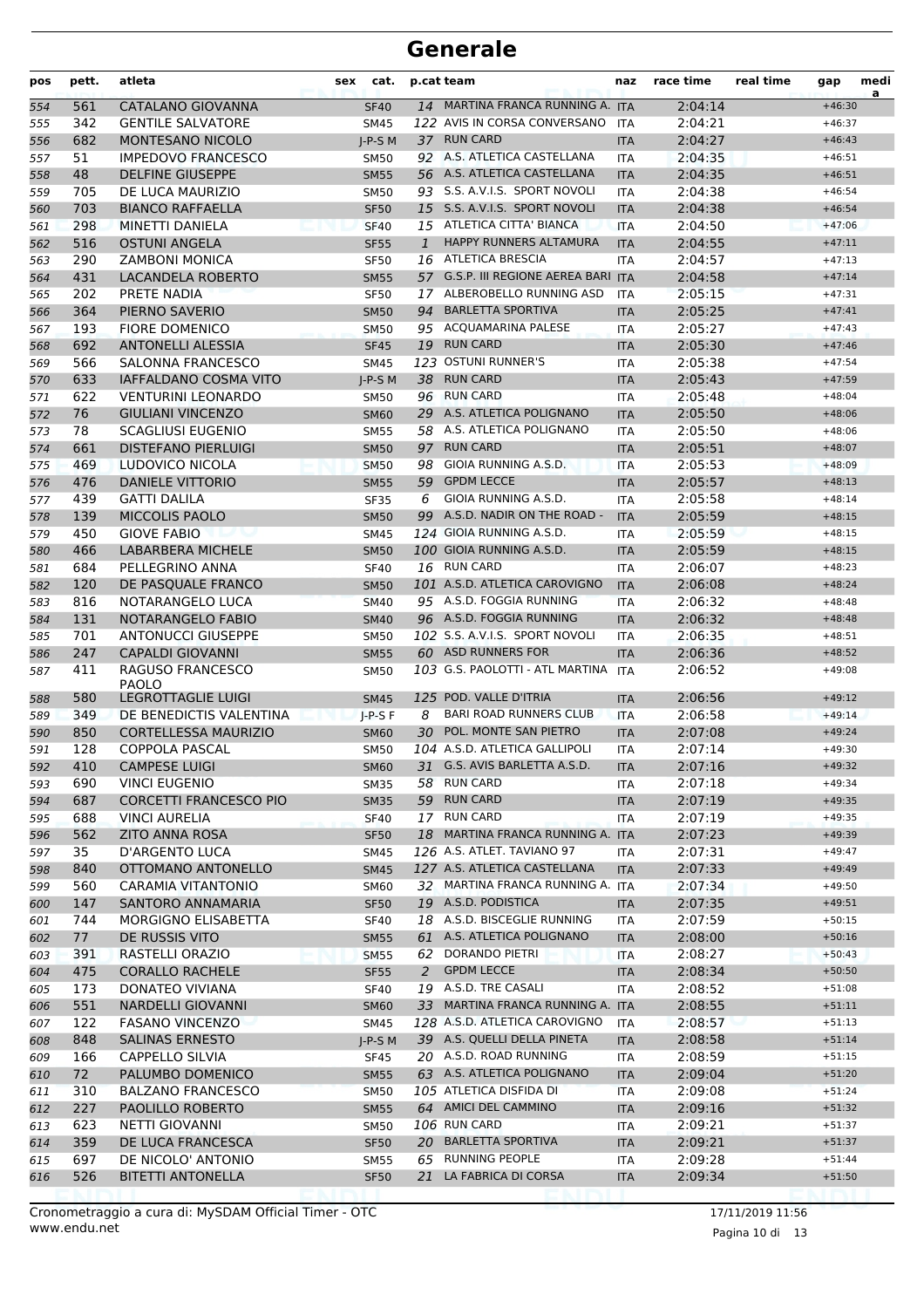# Generale

| pos | pett. | atleta | sex | cat. | p.cat | team | naz | race time | real time | gap | media |
|---|---|---|---|---|---|---|---|---|---|---|---|
| 554 | 561 | CATALANO GIOVANNA | | SF40 | 14 | MARTINA FRANCA RUNNING A. | ITA | 2:04:14 | | +46:30 | |
| 555 | 342 | GENTILE SALVATORE | | SM45 | 122 | AVIS IN CORSA CONVERSANO | ITA | 2:04:21 | | +46:37 | |
| 556 | 682 | MONTESANO NICOLO | | J-P-S M | 37 | RUN CARD | ITA | 2:04:27 | | +46:43 | |
| 557 | 51 | IMPEDOVO FRANCESCO | | SM50 | 92 | A.S. ATLETICA CASTELLANA | ITA | 2:04:35 | | +46:51 | |
| 558 | 48 | DELFINE GIUSEPPE | | SM55 | 56 | A.S. ATLETICA CASTELLANA | ITA | 2:04:35 | | +46:51 | |
| 559 | 705 | DE LUCA MAURIZIO | | SM50 | 93 | S.S. A.V.I.S. SPORT NOVOLI | ITA | 2:04:38 | | +46:54 | |
| 560 | 703 | BIANCO RAFFAELLA | | SF50 | 15 | S.S. A.V.I.S. SPORT NOVOLI | ITA | 2:04:38 | | +46:54 | |
| 561 | 298 | MINETTI DANIELA | | SF40 | 15 | ATLETICA CITTA' BIANCA | ITA | 2:04:50 | | +47:06 | |
| 562 | 516 | OSTUNI ANGELA | | SF55 | 1 | HAPPY RUNNERS ALTAMURA | ITA | 2:04:55 | | +47:11 | |
| 563 | 290 | ZAMBONI MONICA | | SF50 | 16 | ATLETICA BRESCIA | ITA | 2:04:57 | | +47:13 | |
| 564 | 431 | LACANDELA ROBERTO | | SM55 | 57 | G.S.P. III REGIONE AEREA BARI | ITA | 2:04:58 | | +47:14 | |
| 565 | 202 | PRETE NADIA | | SF50 | 17 | ALBEROBELLO RUNNING ASD | ITA | 2:05:15 | | +47:31 | |
| 566 | 364 | PIERNO SAVERIO | | SM50 | 94 | BARLETTA SPORTIVA | ITA | 2:05:25 | | +47:41 | |
| 567 | 193 | FIORE DOMENICO | | SM50 | 95 | ACQUAMARINA PALESE | ITA | 2:05:27 | | +47:43 | |
| 568 | 692 | ANTONELLI ALESSIA | | SF45 | 19 | RUN CARD | ITA | 2:05:30 | | +47:46 | |
| 569 | 566 | SALONNA FRANCESCO | | SM45 | 123 | OSTUNI RUNNER'S | ITA | 2:05:38 | | +47:54 | |
| 570 | 633 | IAFFALDANO COSMA VITO | | J-P-S M | 38 | RUN CARD | ITA | 2:05:43 | | +47:59 | |
| 571 | 622 | VENTURINI LEONARDO | | SM50 | 96 | RUN CARD | ITA | 2:05:48 | | +48:04 | |
| 572 | 76 | GIULIANI VINCENZO | | SM60 | 29 | A.S. ATLETICA POLIGNANO | ITA | 2:05:50 | | +48:06 | |
| 573 | 78 | SCAGLIUSI EUGENIO | | SM55 | 58 | A.S. ATLETICA POLIGNANO | ITA | 2:05:50 | | +48:06 | |
| 574 | 661 | DISTEFANO PIERLUIGI | | SM50 | 97 | RUN CARD | ITA | 2:05:51 | | +48:07 | |
| 575 | 469 | LUDOVICO NICOLA | | SM50 | 98 | GIOIA RUNNING A.S.D. | ITA | 2:05:53 | | +48:09 | |
| 576 | 476 | DANIELE VITTORIO | | SM55 | 59 | GPDM LECCE | ITA | 2:05:57 | | +48:13 | |
| 577 | 439 | GATTI DALILA | | SF35 | 6 | GIOIA RUNNING A.S.D. | ITA | 2:05:58 | | +48:14 | |
| 578 | 139 | MICCOLIS PAOLO | | SM50 | 99 | A.S.D. NADIR ON THE ROAD - | ITA | 2:05:59 | | +48:15 | |
| 579 | 450 | GIOVE FABIO | | SM45 | 124 | GIOIA RUNNING A.S.D. | ITA | 2:05:59 | | +48:15 | |
| 580 | 466 | LABARBERA MICHELE | | SM50 | 100 | GIOIA RUNNING A.S.D. | ITA | 2:05:59 | | +48:15 | |
| 581 | 684 | PELLEGRINO ANNA | | SF40 | 16 | RUN CARD | ITA | 2:06:07 | | +48:23 | |
| 582 | 120 | DE PASQUALE FRANCO | | SM50 | 101 | A.S.D. ATLETICA CAROVIGNO | ITA | 2:06:08 | | +48:24 | |
| 583 | 816 | NOTARANGELO LUCA | | SM40 | 95 | A.S.D. FOGGIA RUNNING | ITA | 2:06:32 | | +48:48 | |
| 584 | 131 | NOTARANGELO FABIO | | SM40 | 96 | A.S.D. FOGGIA RUNNING | ITA | 2:06:32 | | +48:48 | |
| 585 | 701 | ANTONUCCI GIUSEPPE | | SM50 | 102 | S.S. A.V.I.S. SPORT NOVOLI | ITA | 2:06:35 | | +48:51 | |
| 586 | 247 | CAPALDI GIOVANNI | | SM55 | 60 | ASD RUNNERS FOR | ITA | 2:06:36 | | +48:52 | |
| 587 | 411 | RAGUSO FRANCESCO PAOLO | | SM50 | 103 | G.S. PAOLOTTI - ATL MARTINA | ITA | 2:06:52 | | +49:08 | |
| 588 | 580 | LEGROTTAGLIE LUIGI | | SM45 | 125 | POD. VALLE D'ITRIA | ITA | 2:06:56 | | +49:12 | |
| 589 | 349 | DE BENEDICTIS VALENTINA | | J-P-S F | 8 | BARI ROAD RUNNERS CLUB | ITA | 2:06:58 | | +49:14 | |
| 590 | 850 | CORTELLESSA MAURIZIO | | SM60 | 30 | POL. MONTE SAN PIETRO | ITA | 2:07:08 | | +49:24 | |
| 591 | 128 | COPPOLA PASCAL | | SM50 | 104 | A.S.D. ATLETICA GALLIPOLI | ITA | 2:07:14 | | +49:30 | |
| 592 | 410 | CAMPESE LUIGI | | SM60 | 31 | G.S. AVIS BARLETTA A.S.D. | ITA | 2:07:16 | | +49:32 | |
| 593 | 690 | VINCI EUGENIO | | SM35 | 58 | RUN CARD | ITA | 2:07:18 | | +49:34 | |
| 594 | 687 | CORCETTI FRANCESCO PIO | | SM35 | 59 | RUN CARD | ITA | 2:07:19 | | +49:35 | |
| 595 | 688 | VINCI AURELIA | | SF40 | 17 | RUN CARD | ITA | 2:07:19 | | +49:35 | |
| 596 | 562 | ZITO ANNA ROSA | | SF50 | 18 | MARTINA FRANCA RUNNING A. | ITA | 2:07:23 | | +49:39 | |
| 597 | 35 | D'ARGENTO LUCA | | SM45 | 126 | A.S. ATLET. TAVIANO 97 | ITA | 2:07:31 | | +49:47 | |
| 598 | 840 | OTTOMANO ANTONELLO | | SM45 | 127 | A.S. ATLETICA CASTELLANA | ITA | 2:07:33 | | +49:49 | |
| 599 | 560 | CARAMIA VITANTONIO | | SM60 | 32 | MARTINA FRANCA RUNNING A. | ITA | 2:07:34 | | +49:50 | |
| 600 | 147 | SANTORO ANNAMARIA | | SF50 | 19 | A.S.D. PODISTICA | ITA | 2:07:35 | | +49:51 | |
| 601 | 744 | MORGIGNO ELISABETTA | | SF40 | 18 | A.S.D. BISCEGLIE RUNNING | ITA | 2:07:59 | | +50:15 | |
| 602 | 77 | DE RUSSIS VITO | | SM55 | 61 | A.S. ATLETICA POLIGNANO | ITA | 2:08:00 | | +50:16 | |
| 603 | 391 | RASTELLI ORAZIO | | SM55 | 62 | DORANDO PIETRI | ITA | 2:08:27 | | +50:43 | |
| 604 | 475 | CORALLO RACHELE | | SF55 | 2 | GPDM LECCE | ITA | 2:08:34 | | +50:50 | |
| 605 | 173 | DONATEO VIVIANA | | SF40 | 19 | A.S.D. TRE CASALI | ITA | 2:08:52 | | +51:08 | |
| 606 | 551 | NARDELLI GIOVANNI | | SM60 | 33 | MARTINA FRANCA RUNNING A. | ITA | 2:08:55 | | +51:11 | |
| 607 | 122 | FASANO VINCENZO | | SM45 | 128 | A.S.D. ATLETICA CAROVIGNO | ITA | 2:08:57 | | +51:13 | |
| 608 | 848 | SALINAS ERNESTO | | J-P-S M | 39 | A.S. QUELLI DELLA PINETA | ITA | 2:08:58 | | +51:14 | |
| 609 | 166 | CAPPOLO SILVIA | | SF45 | 20 | A.S.D. ROAD RUNNING | ITA | 2:08:59 | | +51:15 | |
| 610 | 72 | PALUMBO DOMENICO | | SM55 | 63 | A.S. ATLETICA POLIGNANO | ITA | 2:09:04 | | +51:20 | |
| 611 | 310 | BALZANO FRANCESCO | | SM50 | 105 | ATLETICA DISFIDA DI | ITA | 2:09:08 | | +51:24 | |
| 612 | 227 | PAOLILLO ROBERTO | | SM55 | 64 | AMICI DEL CAMMINO | ITA | 2:09:16 | | +51:32 | |
| 613 | 623 | NETTI GIOVANNI | | SM50 | 106 | RUN CARD | ITA | 2:09:21 | | +51:37 | |
| 614 | 359 | DE LUCA FRANCESCA | | SF50 | 20 | BARLETTA SPORTIVA | ITA | 2:09:21 | | +51:37 | |
| 615 | 697 | DE NICOLO' ANTONIO | | SM55 | 65 | RUNNING PEOPLE | ITA | 2:09:28 | | +51:44 | |
| 616 | 526 | BITETTI ANTONELLA | | SF50 | 21 | LA FABRICA DI CORSA | ITA | 2:09:34 | | +51:50 | |

Cronometraggio a cura di: MySDAM Official Timer - OTC
www.endu.net

17/11/2019 11:56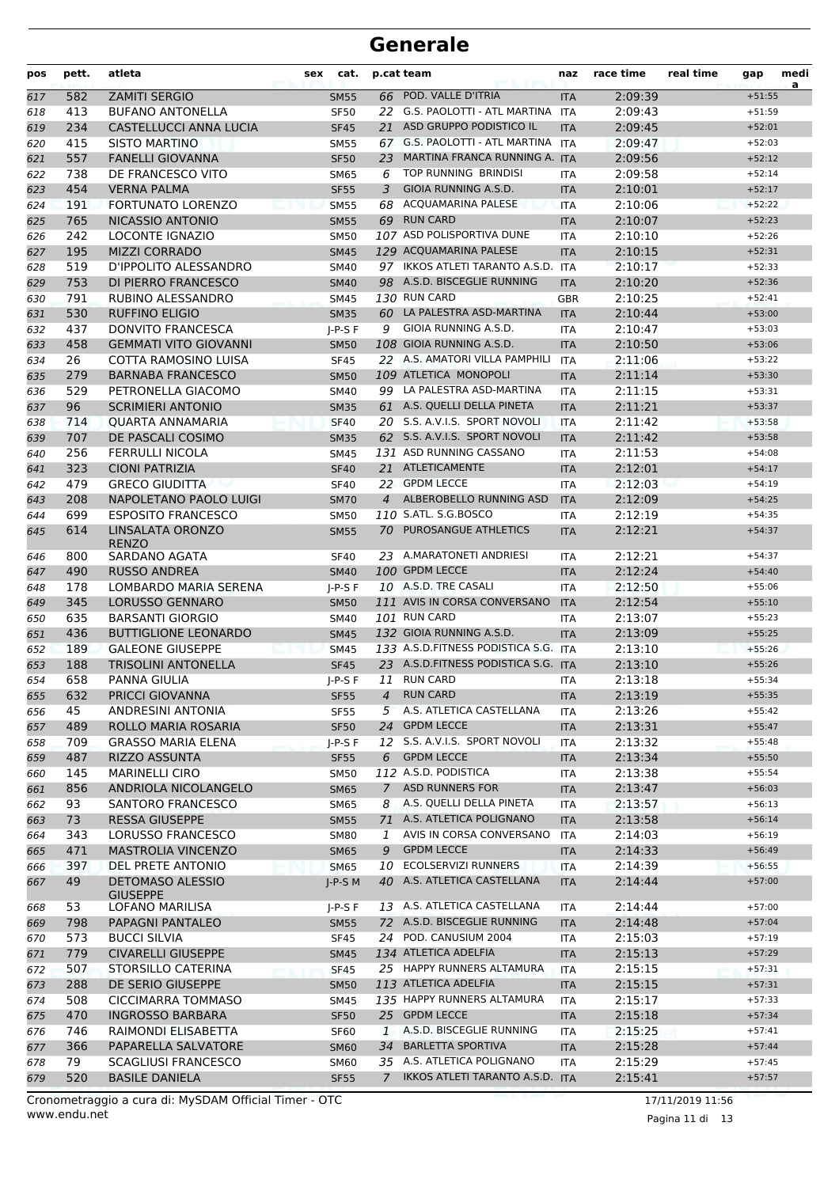# Generale

| pos | pett. | atleta | sex | cat. | p.cat | team | naz | race time | real time | gap | media |
|---|---|---|---|---|---|---|---|---|---|---|---|
| 617 | 582 | ZAMITI SERGIO | | SM55 | 66 | POD. VALLE D'ITRIA | ITA | 2:09:39 | | +51:55 | |
| 618 | 413 | BUFANO ANTONELLA | | SF50 | 22 | G.S. PAOLOTTI - ATL MARTINA | ITA | 2:09:43 | | +51:59 | |
| 619 | 234 | CASTELLUCCI ANNA LUCIA | | SF45 | 21 | ASD GRUPPO PODISTICO IL | ITA | 2:09:45 | | +52:01 | |
| 620 | 415 | SISTO MARTINO | | SM55 | 67 | G.S. PAOLOTTI - ATL MARTINA | ITA | 2:09:47 | | +52:03 | |
| 621 | 557 | FANELLI GIOVANNA | | SF50 | 23 | MARTINA FRANCA RUNNING A. | ITA | 2:09:56 | | +52:12 | |
| 622 | 738 | DE FRANCESCO VITO | | SM65 | 6 | TOP RUNNING BRINDISI | ITA | 2:09:58 | | +52:14 | |
| 623 | 454 | VERNA PALMA | | SF55 | 3 | GIOIA RUNNING A.S.D. | ITA | 2:10:01 | | +52:17 | |
| 624 | 191 | FORTUNATO LORENZO | | SM55 | 68 | ACQUAMARINA PALESE | ITA | 2:10:06 | | +52:22 | |
| 625 | 765 | NICASSIO ANTONIO | | SM55 | 69 | RUN CARD | ITA | 2:10:07 | | +52:23 | |
| 626 | 242 | LOCONTE IGNAZIO | | SM50 | 107 | ASD POLISPORTIVA DUNE | ITA | 2:10:10 | | +52:26 | |
| 627 | 195 | MIZZI CORRADO | | SM45 | 129 | ACQUAMARINA PALESE | ITA | 2:10:15 | | +52:31 | |
| 628 | 519 | D'IPPOLITO ALESSANDRO | | SM40 | 97 | IKKOS ATLETI TARANTO A.S.D. | ITA | 2:10:17 | | +52:33 | |
| 629 | 753 | DI PIERRO FRANCESCO | | SM40 | 98 | A.S.D. BISCEGLIE RUNNING | ITA | 2:10:20 | | +52:36 | |
| 630 | 791 | RUBINO ALESSANDRO | | SM45 | 130 | RUN CARD | GBR | 2:10:25 | | +52:41 | |
| 631 | 530 | RUFFINO ELIGIO | | SM35 | 60 | LA PALESTRA ASD-MARTINA | ITA | 2:10:44 | | +53:00 | |
| 632 | 437 | DONVITO FRANCESCA | | J-P-S F | 9 | GIOIA RUNNING A.S.D. | ITA | 2:10:47 | | +53:03 | |
| 633 | 458 | GEMMATI VITO GIOVANNI | | SM50 | 108 | GIOIA RUNNING A.S.D. | ITA | 2:10:50 | | +53:06 | |
| 634 | 26 | COTTA RAMOSINO LUISA | | SF45 | 22 | A.S. AMATORI VILLA PAMPHILI | ITA | 2:11:06 | | +53:22 | |
| 635 | 279 | BARNABA FRANCESCO | | SM50 | 109 | ATLETICA MONOPOLI | ITA | 2:11:14 | | +53:30 | |
| 636 | 529 | PETRONELLA GIACOMO | | SM40 | 99 | LA PALESTRA ASD-MARTINA | ITA | 2:11:15 | | +53:31 | |
| 637 | 96 | SCRIMIERI ANTONIO | | SM35 | 61 | A.S. QUELLI DELLA PINETA | ITA | 2:11:21 | | +53:37 | |
| 638 | 714 | QUARTA ANNAMARIA | | SF40 | 20 | S.S. A.V.I.S. SPORT NOVOLI | ITA | 2:11:42 | | +53:58 | |
| 639 | 707 | DE PASCALI COSIMO | | SM35 | 62 | S.S. A.V.I.S. SPORT NOVOLI | ITA | 2:11:42 | | +53:58 | |
| 640 | 256 | FERRULLI NICOLA | | SM45 | 131 | ASD RUNNING CASSANO | ITA | 2:11:53 | | +54:08 | |
| 641 | 323 | CIONI PATRIZIA | | SF40 | 21 | ATLETICAMENTE | ITA | 2:12:01 | | +54:17 | |
| 642 | 479 | GRECO GIUDITTA | | SF40 | 22 | GPDM LECCE | ITA | 2:12:03 | | +54:19 | |
| 643 | 208 | NAPOLETANO PAOLO LUIGI | | SM70 | 4 | ALBEROBELLO RUNNING ASD | ITA | 2:12:09 | | +54:25 | |
| 644 | 699 | ESPOSITO FRANCESCO | | SM50 | 110 | S.ATL. S.G.BOSCO | ITA | 2:12:19 | | +54:35 | |
| 645 | 614 | LINSALATA ORONZO RENZO | | SM55 | 70 | PUROSANGUE ATHLETICS | ITA | 2:12:21 | | +54:37 | |
| 646 | 800 | SARDANO AGATA | | SF40 | 23 | A.MARATONETI ANDRIESI | ITA | 2:12:21 | | +54:37 | |
| 647 | 490 | RUSSO ANDREA | | SM40 | 100 | GPDM LECCE | ITA | 2:12:24 | | +54:40 | |
| 648 | 178 | LOMBARDO MARIA SERENA | | J-P-S F | 10 | A.S.D. TRE CASALI | ITA | 2:12:50 | | +55:06 | |
| 649 | 345 | LORUSSO GENNARO | | SM50 | 111 | AVIS IN CORSA CONVERSANO | ITA | 2:12:54 | | +55:10 | |
| 650 | 635 | BARSANTI GIORGIO | | SM40 | 101 | RUN CARD | ITA | 2:13:07 | | +55:23 | |
| 651 | 436 | BUTTIGLIONE LEONARDO | | SM45 | 132 | GIOIA RUNNING A.S.D. | ITA | 2:13:09 | | +55:25 | |
| 652 | 189 | GALEONE GIUSEPPE | | SM45 | 133 | A.S.D.FITNESS PODISTICA S.G. | ITA | 2:13:10 | | +55:26 | |
| 653 | 188 | TRISOLINI ANTONELLA | | SF45 | 23 | A.S.D.FITNESS PODISTICA S.G. | ITA | 2:13:10 | | +55:26 | |
| 654 | 658 | PANNA GIULIA | | J-P-S F | 11 | RUN CARD | ITA | 2:13:18 | | +55:34 | |
| 655 | 632 | PRICCI GIOVANNA | | SF55 | 4 | RUN CARD | ITA | 2:13:19 | | +55:35 | |
| 656 | 45 | ANDRESINI ANTONIA | | SF55 | 5 | A.S. ATLETICA CASTELLANA | ITA | 2:13:26 | | +55:42 | |
| 657 | 489 | ROLLO MARIA ROSARIA | | SF50 | 24 | GPDM LECCE | ITA | 2:13:31 | | +55:47 | |
| 658 | 709 | GRASSO MARIA ELENA | | J-P-S F | 12 | S.S. A.V.I.S. SPORT NOVOLI | ITA | 2:13:32 | | +55:48 | |
| 659 | 487 | RIZZO ASSUNTA | | SF55 | 6 | GPDM LECCE | ITA | 2:13:34 | | +55:50 | |
| 660 | 145 | MARINELLI CIRO | | SM50 | 112 | A.S.D. PODISTICA | ITA | 2:13:38 | | +55:54 | |
| 661 | 856 | ANDRIOLA NICOLANGELO | | SM65 | 7 | ASD RUNNERS FOR | ITA | 2:13:47 | | +56:03 | |
| 662 | 93 | SANTORO FRANCESCO | | SM65 | 8 | A.S. QUELLI DELLA PINETA | ITA | 2:13:57 | | +56:13 | |
| 663 | 73 | RESSA GIUSEPPE | | SM55 | 71 | A.S. ATLETICA POLIGNANO | ITA | 2:13:58 | | +56:14 | |
| 664 | 343 | LORUSSO FRANCESCO | | SM80 | 1 | AVIS IN CORSA CONVERSANO | ITA | 2:14:03 | | +56:19 | |
| 665 | 471 | MASTROLIA VINCENZO | | SM65 | 9 | GPDM LECCE | ITA | 2:14:33 | | +56:49 | |
| 666 | 397 | DEL PRETE ANTONIO | | SM65 | 10 | ECOLSERVIZI RUNNERS | ITA | 2:14:39 | | +56:55 | |
| 667 | 49 | DETOMASO ALESSIO GIUSEPPE | | J-P-S M | 40 | A.S. ATLETICA CASTELLANA | ITA | 2:14:44 | | +57:00 | |
| 668 | 53 | LOFANO MARILISA | | J-P-S F | 13 | A.S. ATLETICA CASTELLANA | ITA | 2:14:44 | | +57:00 | |
| 669 | 798 | PAPAGNI PANTALEO | | SM55 | 72 | A.S.D. BISCEGLIE RUNNING | ITA | 2:14:48 | | +57:04 | |
| 670 | 573 | BUCCI SILVIA | | SF45 | 24 | POD. CANUSIUM 2004 | ITA | 2:15:03 | | +57:19 | |
| 671 | 779 | CIVARELLI GIUSEPPE | | SM45 | 134 | ATLETICA ADELFIA | ITA | 2:15:13 | | +57:29 | |
| 672 | 507 | STORSILLO CATERINA | | SF45 | 25 | HAPPY RUNNERS ALTAMURA | ITA | 2:15:15 | | +57:31 | |
| 673 | 288 | DE SERIO GIUSEPPE | | SM50 | 113 | ATLETICA ADELFIA | ITA | 2:15:15 | | +57:31 | |
| 674 | 508 | CICCIMARRA TOMMASO | | SM45 | 135 | HAPPY RUNNERS ALTAMURA | ITA | 2:15:17 | | +57:33 | |
| 675 | 470 | INGROSSO BARBARA | | SF50 | 25 | GPDM LECCE | ITA | 2:15:18 | | +57:34 | |
| 676 | 746 | RAIMONDI ELISABETTA | | SF60 | 1 | A.S.D. BISCEGLIE RUNNING | ITA | 2:15:25 | | +57:41 | |
| 677 | 366 | PAPARELLA SALVATORE | | SM60 | 34 | BARLETTA SPORTIVA | ITA | 2:15:28 | | +57:44 | |
| 678 | 79 | SCAGLIUSI FRANCESCO | | SM60 | 35 | A.S. ATLETICA POLIGNANO | ITA | 2:15:29 | | +57:45 | |
| 679 | 520 | BASILE DANIELA | | SF55 | 7 | IKKOS ATLETI TARANTO A.S.D. | ITA | 2:15:41 | | +57:57 | |

Cronometraggio a cura di: MySDAM Official Timer - OTC
www.endu.net

17/11/2019 11:56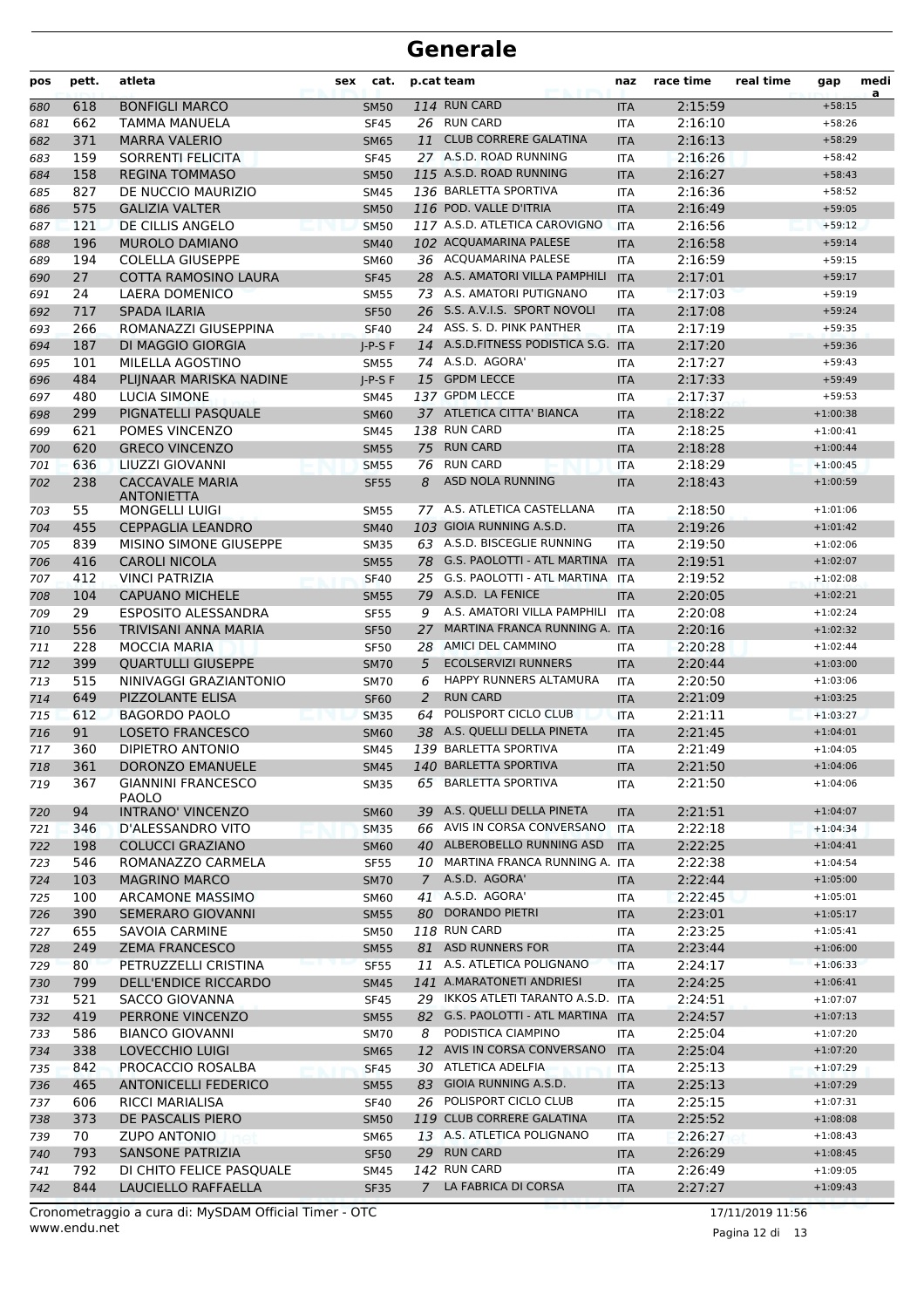# Generale

| pos | pett. | atleta | sex | cat. | p.cat | team | naz | race time | real time | gap | medi a |
|---|---|---|---|---|---|---|---|---|---|---|---|
| 680 | 618 | BONFIGLI MARCO | | SM50 | 114 | RUN CARD | ITA | 2:15:59 | | +58:15 | |
| 681 | 662 | TAMMA MANUELA | | SF45 | 26 | RUN CARD | ITA | 2:16:10 | | +58:26 | |
| 682 | 371 | MARRA VALERIO | | SM65 | 11 | CLUB CORRERE GALATINA | ITA | 2:16:13 | | +58:29 | |
| 683 | 159 | SORRENTI FELICITA | | SF45 | 27 | A.S.D. ROAD RUNNING | ITA | 2:16:26 | | +58:42 | |
| 684 | 158 | REGINA TOMMASO | | SM50 | 115 | A.S.D. ROAD RUNNING | ITA | 2:16:27 | | +58:43 | |
| 685 | 827 | DE NUCCIO MAURIZIO | | SM45 | 136 | BARLETTA SPORTIVA | ITA | 2:16:36 | | +58:52 | |
| 686 | 575 | GALIZIA VALTER | | SM50 | 116 | POD. VALLE D'ITRIA | ITA | 2:16:49 | | +59:05 | |
| 687 | 121 | DE CILLIS ANGELO | | SM50 | 117 | A.S.D. ATLETICA CAROVIGNO | ITA | 2:16:56 | | +59:12 | |
| 688 | 196 | MUROLO DAMIANO | | SM40 | 102 | ACQUAMARINA PALESE | ITA | 2:16:58 | | +59:14 | |
| 689 | 194 | COLELLA GIUSEPPE | | SM60 | 36 | ACQUAMARINA PALESE | ITA | 2:16:59 | | +59:15 | |
| 690 | 27 | COTTA RAMOSINO LAURA | | SF45 | 28 | A.S. AMATORI VILLA PAMPHILI | ITA | 2:17:01 | | +59:17 | |
| 691 | 24 | LAERA DOMENICO | | SM55 | 73 | A.S. AMATORI PUTIGNANO | ITA | 2:17:03 | | +59:19 | |
| 692 | 717 | SPADA ILARIA | | SF50 | 26 | S.S. A.V.I.S. SPORT NOVOLI | ITA | 2:17:08 | | +59:24 | |
| 693 | 266 | ROMANAZZI GIUSEPPINA | | SF40 | 24 | ASS. S. D. PINK PANTHER | ITA | 2:17:19 | | +59:35 | |
| 694 | 187 | DI MAGGIO GIORGIA | | J-P-S F | 14 | A.S.D.FITNESS PODISTICA S.G. | ITA | 2:17:20 | | +59:36 | |
| 695 | 101 | MILELLA AGOSTINO | | SM55 | 74 | A.S.D. AGORA' | ITA | 2:17:27 | | +59:43 | |
| 696 | 484 | PLIJNAAR MARISKA NADINE | | J-P-S F | 15 | GPDM LECCE | ITA | 2:17:33 | | +59:49 | |
| 697 | 480 | LUCIA SIMONE | | SM45 | 137 | GPDM LECCE | ITA | 2:17:37 | | +59:53 | |
| 698 | 299 | PIGNATELLI PASQUALE | | SM60 | 37 | ATLETICA CITTA' BIANCA | ITA | 2:18:22 | | +1:00:38 | |
| 699 | 621 | POMES VINCENZO | | SM45 | 138 | RUN CARD | ITA | 2:18:25 | | +1:00:41 | |
| 700 | 620 | GRECO VINCENZO | | SM55 | 75 | RUN CARD | ITA | 2:18:28 | | +1:00:44 | |
| 701 | 636 | LIUZZI GIOVANNI | | SM55 | 76 | RUN CARD | ITA | 2:18:29 | | +1:00:45 | |
| 702 | 238 | CACCAVALE MARIA ANTONIETTA | | SF55 | 8 | ASD NOLA RUNNING | ITA | 2:18:43 | | +1:00:59 | |
| 703 | 55 | MONGELLI LUIGI | | SM55 | 77 | A.S. ATLETICA CASTELLANA | ITA | 2:18:50 | | +1:01:06 | |
| 704 | 455 | CEPPAGLIA LEANDRO | | SM40 | 103 | GIOIA RUNNING A.S.D. | ITA | 2:19:26 | | +1:01:42 | |
| 705 | 839 | MISINO SIMONE GIUSEPPE | | SM35 | 63 | A.S.D. BISCEGLIE RUNNING | ITA | 2:19:50 | | +1:02:06 | |
| 706 | 416 | CAROLI NICOLA | | SM55 | 78 | G.S. PAOLOTTI - ATL MARTINA | ITA | 2:19:51 | | +1:02:07 | |
| 707 | 412 | VINCI PATRIZIA | | SF40 | 25 | G.S. PAOLOTTI - ATL MARTINA | ITA | 2:19:52 | | +1:02:08 | |
| 708 | 104 | CAPUANO MICHELE | | SM55 | 79 | A.S.D. LA FENICE | ITA | 2:20:05 | | +1:02:21 | |
| 709 | 29 | ESPOSITO ALESSANDRA | | SF55 | 9 | A.S. AMATORI VILLA PAMPHILI | ITA | 2:20:08 | | +1:02:24 | |
| 710 | 556 | TRIVISANI ANNA MARIA | | SF50 | 27 | MARTINA FRANCA RUNNING A. | ITA | 2:20:16 | | +1:02:32 | |
| 711 | 228 | MOCCIA MARIA | | SF50 | 28 | AMICI DEL CAMMINO | ITA | 2:20:28 | | +1:02:44 | |
| 712 | 399 | QUARTULLI GIUSEPPE | | SM70 | 5 | ECOLSERVIZI RUNNERS | ITA | 2:20:44 | | +1:03:00 | |
| 713 | 515 | NINIVAGGI GRAZIANTONIO | | SM70 | 6 | HAPPY RUNNERS ALTAMURA | ITA | 2:20:50 | | +1:03:06 | |
| 714 | 649 | PIZZOLANTE ELISA | | SF60 | 2 | RUN CARD | ITA | 2:21:09 | | +1:03:25 | |
| 715 | 612 | BAGORDO PAOLO | | SM35 | 64 | POLISPORT CICLO CLUB | ITA | 2:21:11 | | +1:03:27 | |
| 716 | 91 | LOSETO FRANCESCO | | SM60 | 38 | A.S. QUELLI DELLA PINETA | ITA | 2:21:45 | | +1:04:01 | |
| 717 | 360 | DIPIETRO ANTONIO | | SM45 | 139 | BARLETTA SPORTIVA | ITA | 2:21:49 | | +1:04:05 | |
| 718 | 361 | DORONZO EMANUELE | | SM45 | 140 | BARLETTA SPORTIVA | ITA | 2:21:50 | | +1:04:06 | |
| 719 | 367 | GIANNINI FRANCESCO PAOLO | | SM35 | 65 | BARLETTA SPORTIVA | ITA | 2:21:50 | | +1:04:06 | |
| 720 | 94 | INTRANO' VINCENZO | | SM60 | 39 | A.S. QUELLI DELLA PINETA | ITA | 2:21:51 | | +1:04:07 | |
| 721 | 346 | D'ALESSANDRO VITO | | SM35 | 66 | AVIS IN CORSA CONVERSANO | ITA | 2:22:18 | | +1:04:34 | |
| 722 | 198 | COLUCCI GRAZIANO | | SM60 | 40 | ALBEROBELLO RUNNING ASD | ITA | 2:22:25 | | +1:04:41 | |
| 723 | 546 | ROMANAZZO CARMELA | | SF55 | 10 | MARTINA FRANCA RUNNING A. | ITA | 2:22:38 | | +1:04:54 | |
| 724 | 103 | MAGRINO MARCO | | SM70 | 7 | A.S.D. AGORA' | ITA | 2:22:44 | | +1:05:00 | |
| 725 | 100 | ARCAMONE MASSIMO | | SM60 | 41 | A.S.D. AGORA' | ITA | 2:22:45 | | +1:05:01 | |
| 726 | 390 | SEMERARO GIOVANNI | | SM55 | 80 | DORANDO PIETRI | ITA | 2:23:01 | | +1:05:17 | |
| 727 | 655 | SAVOIA CARMINE | | SM50 | 118 | RUN CARD | ITA | 2:23:25 | | +1:05:41 | |
| 728 | 249 | ZEMA FRANCESCO | | SM55 | 81 | ASD RUNNERS FOR | ITA | 2:23:44 | | +1:06:00 | |
| 729 | 80 | PETRUZZELLI CRISTINA | | SF55 | 11 | A.S. ATLETICA POLIGNANO | ITA | 2:24:17 | | +1:06:33 | |
| 730 | 799 | DELL'ENDICE RICCARDO | | SM45 | 141 | A.MARATONETI ANDRIESI | ITA | 2:24:25 | | +1:06:41 | |
| 731 | 521 | SACCO GIOVANNA | | SF45 | 29 | IKKOS ATLETI TARANTO A.S.D. | ITA | 2:24:51 | | +1:07:07 | |
| 732 | 419 | PERRONE VINCENZO | | SM55 | 82 | G.S. PAOLOTTI - ATL MARTINA | ITA | 2:24:57 | | +1:07:13 | |
| 733 | 586 | BIANCO GIOVANNI | | SM70 | 8 | PODISTICA CIAMPINO | ITA | 2:25:04 | | +1:07:20 | |
| 734 | 338 | LOVECCHIO LUIGI | | SM65 | 12 | AVIS IN CORSA CONVERSANO | ITA | 2:25:04 | | +1:07:20 | |
| 735 | 842 | PROCACCIO ROSALBA | | SF45 | 30 | ATLETICA ADELFIA | ITA | 2:25:13 | | +1:07:29 | |
| 736 | 465 | ANTONICELLI FEDERICO | | SM55 | 83 | GIOIA RUNNING A.S.D. | ITA | 2:25:13 | | +1:07:29 | |
| 737 | 606 | RICCI MARIALISA | | SF40 | 26 | POLISPORT CICLO CLUB | ITA | 2:25:15 | | +1:07:31 | |
| 738 | 373 | DE PASCALIS PIERO | | SM50 | 119 | CLUB CORRERE GALATINA | ITA | 2:25:52 | | +1:08:08 | |
| 739 | 70 | ZUPO ANTONIO | | SM65 | 13 | A.S. ATLETICA POLIGNANO | ITA | 2:26:27 | | +1:08:43 | |
| 740 | 793 | SANSONE PATRIZIA | | SF50 | 29 | RUN CARD | ITA | 2:26:29 | | +1:08:45 | |
| 741 | 792 | DI CHITO FELICE PASQUALE | | SM45 | 142 | RUN CARD | ITA | 2:26:49 | | +1:09:05 | |
| 742 | 844 | LAUCIELLO RAFFAELLA | | SF35 | 7 | LA FABRICA DI CORSA | ITA | 2:27:27 | | +1:09:43 | |

Cronometraggio a cura di: MySDAM Official Timer - OTC
www.endu.net

17/11/2019 11:56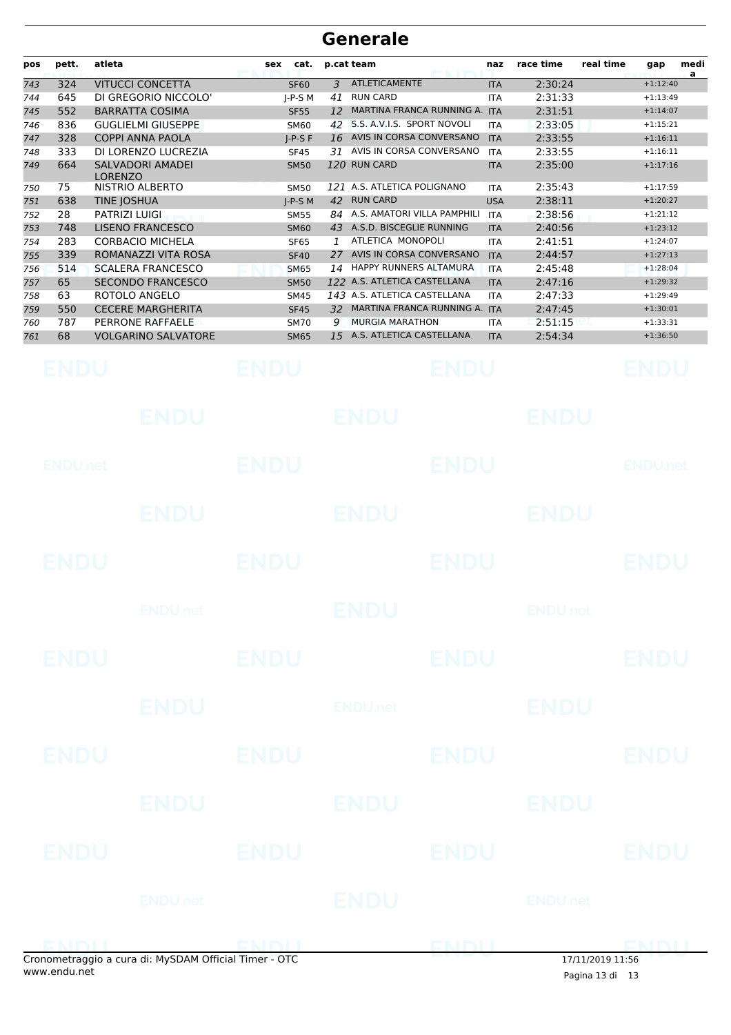# Generale

| pos | pett. | atleta | sex | cat. | p.cat | team | naz | race time | real time | gap | media |
|---|---|---|---|---|---|---|---|---|---|---|---|
| 743 | 324 | VITUCCI CONCETTA | | SF60 | 3 | ATLETICAMENTE | ITA | 2:30:24 | | +1:12:40 | |
| 744 | 645 | DI GREGORIO NICCOLO' | | J-P-S M | 41 | RUN CARD | ITA | 2:31:33 | | +1:13:49 | |
| 745 | 552 | BARRATTA COSIMA | | SF55 | 12 | MARTINA FRANCA RUNNING A. | ITA | 2:31:51 | | +1:14:07 | |
| 746 | 836 | GUGLIELMI GIUSEPPE | | SM60 | 42 | S.S. A.V.I.S. SPORT NOVOLI | ITA | 2:33:05 | | +1:15:21 | |
| 747 | 328 | COPPI ANNA PAOLA | | J-P-S F | 16 | AVIS IN CORSA CONVERSANO | ITA | 2:33:55 | | +1:16:11 | |
| 748 | 333 | DI LORENZO LUCREZIA | | SF45 | 31 | AVIS IN CORSA CONVERSANO | ITA | 2:33:55 | | +1:16:11 | |
| 749 | 664 | SALVADORI AMADEI LORENZO | | SM50 | 120 | RUN CARD | ITA | 2:35:00 | | +1:17:16 | |
| 750 | 75 | NISTRIO ALBERTO | | SM50 | 121 | A.S. ATLETICA POLIGNANO | ITA | 2:35:43 | | +1:17:59 | |
| 751 | 638 | TINE JOSHUA | | J-P-S M | 42 | RUN CARD | USA | 2:38:11 | | +1:20:27 | |
| 752 | 28 | PATRIZI LUIGI | | SM55 | 84 | A.S. AMATORI VILLA PAMPHILI | ITA | 2:38:56 | | +1:21:12 | |
| 753 | 748 | LISENO FRANCESCO | | SM60 | 43 | A.S.D. BISCEGLIE RUNNING | ITA | 2:40:56 | | +1:23:12 | |
| 754 | 283 | CORBACIO MICHELA | | SF65 | 1 | ATLETICA MONOPOLI | ITA | 2:41:51 | | +1:24:07 | |
| 755 | 339 | ROMANAZZI VITA ROSA | | SF40 | 27 | AVIS IN CORSA CONVERSANO | ITA | 2:44:57 | | +1:27:13 | |
| 756 | 514 | SCALERA FRANCESCO | | SM65 | 14 | HAPPY RUNNERS ALTAMURA | ITA | 2:45:48 | | +1:28:04 | |
| 757 | 65 | SECONDO FRANCESCO | | SM50 | 122 | A.S. ATLETICA CASTELLANA | ITA | 2:47:16 | | +1:29:32 | |
| 758 | 63 | ROTOLO ANGELO | | SM45 | 143 | A.S. ATLETICA CASTELLANA | ITA | 2:47:33 | | +1:29:49 | |
| 759 | 550 | CECERE MARGHERITA | | SF45 | 32 | MARTINA FRANCA RUNNING A. | ITA | 2:47:45 | | +1:30:01 | |
| 760 | 787 | PERRONE RAFFAELE | | SM70 | 9 | MURGIA MARATHON | ITA | 2:51:15 | | +1:33:31 | |
| 761 | 68 | VOLGARINO SALVATORE | | SM65 | 15 | A.S. ATLETICA CASTELLANA | ITA | 2:54:34 | | +1:36:50 | |

Cronometraggio a cura di: MySDAM Official Timer - OTC
www.endu.net

17/11/2019 11:56